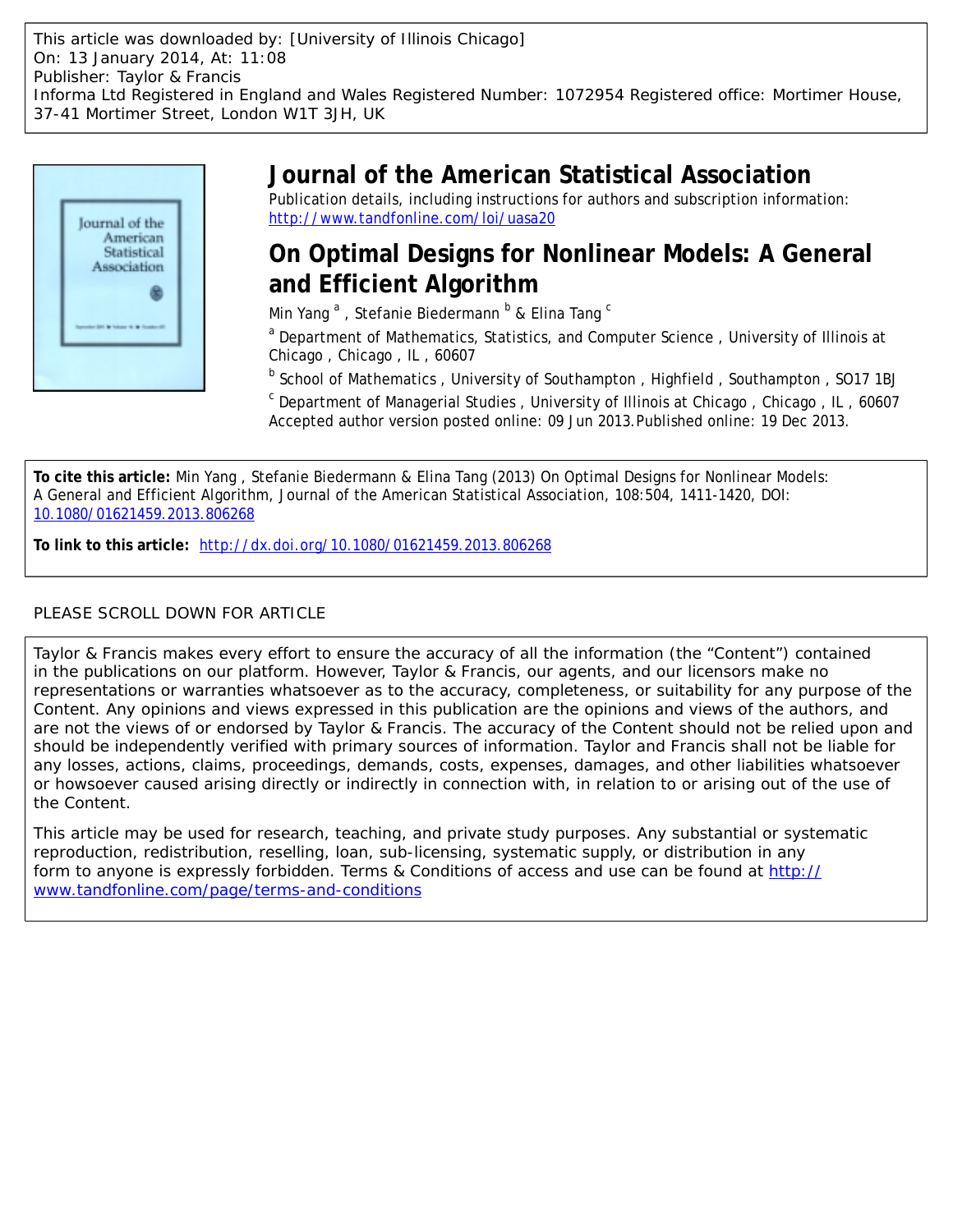This article was downloaded by: [University of Illinois Chicago]
On: 13 January 2014, At: 11:08
Publisher: Taylor & Francis
Informa Ltd Registered in England and Wales Registered Number: 1072954 Registered office: Mortimer House, 37-41 Mortimer Street, London W1T 3JH, UK

# Journal of the American Statistical Association

Publication details, including instructions for authors and subscription information:
http://www.tandfonline.com/loi/uasa20

## On Optimal Designs for Nonlinear Models: A General and Efficient Algorithm

Min Yang [a] , Stefanie Biedermann [b] & Elina Tang [c]

[a] Department of Mathematics, Statistics, and Computer Science , University of Illinois at Chicago , Chicago , IL , 60607

[b] School of Mathematics , University of Southampton , Highfield , Southampton , SO17 1BJ

[c] Department of Managerial Studies , University of Illinois at Chicago , Chicago , IL , 60607

Accepted author version posted online: 09 Jun 2013.Published online: 19 Dec 2013.

**To cite this article:** Min Yang , Stefanie Biedermann & Elina Tang (2013) On Optimal Designs for Nonlinear Models: A General and Efficient Algorithm, Journal of the American Statistical Association, 108:504, 1411-1420, DOI: 10.1080/01621459.2013.806268

**To link to this article:** http://dx.doi.org/10.1080/01621459.2013.806268

PLEASE SCROLL DOWN FOR ARTICLE

Taylor & Francis makes every effort to ensure the accuracy of all the information (the "Content") contained in the publications on our platform. However, Taylor & Francis, our agents, and our licensors make no representations or warranties whatsoever as to the accuracy, completeness, or suitability for any purpose of the Content. Any opinions and views expressed in this publication are the opinions and views of the authors, and are not the views of or endorsed by Taylor & Francis. The accuracy of the Content should not be relied upon and should be independently verified with primary sources of information. Taylor and Francis shall not be liable for any losses, actions, claims, proceedings, demands, costs, expenses, damages, and other liabilities whatsoever or howsoever caused arising directly or indirectly in connection with, in relation to or arising out of the use of the Content.

This article may be used for research, teaching, and private study purposes. Any substantial or systematic reproduction, redistribution, reselling, loan, sub-licensing, systematic supply, or distribution in any form to anyone is expressly forbidden. Terms & Conditions of access and use can be found at http://www.tandfonline.com/page/terms-and-conditions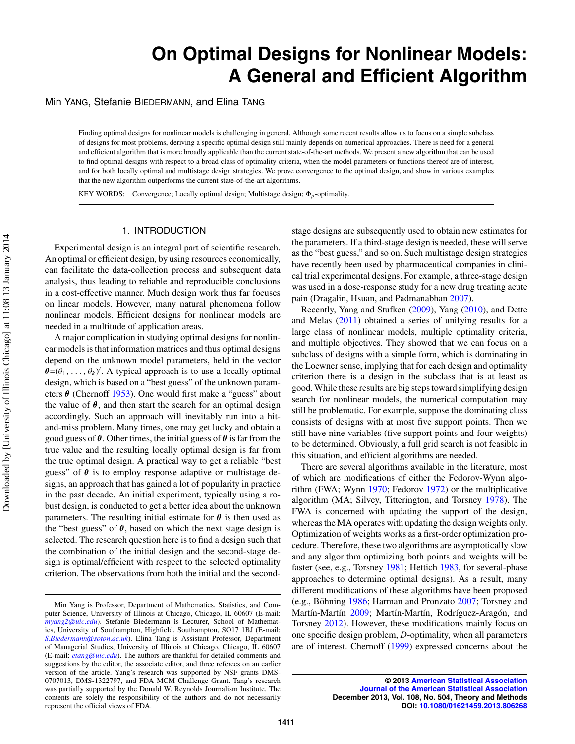# On Optimal Designs for Nonlinear Models: A General and Efficient Algorithm

Min YANG, Stefanie BIEDERMANN, and Elina TANG

Finding optimal designs for nonlinear models is challenging in general. Although some recent results allow us to focus on a simple subclass of designs for most problems, deriving a specific optimal design still mainly depends on numerical approaches. There is need for a general and efficient algorithm that is more broadly applicable than the current state-of-the-art methods. We present a new algorithm that can be used to find optimal designs with respect to a broad class of optimality criteria, when the model parameters or functions thereof are of interest, and for both locally optimal and multistage design strategies. We prove convergence to the optimal design, and show in various examples that the new algorithm outperforms the current state-of-the-art algorithms.

KEY WORDS: Convergence; Locally optimal design; Multistage design; $\Phi_p$-optimality.

## 1. INTRODUCTION

Experimental design is an integral part of scientific research. An optimal or efficient design, by using resources economically, can facilitate the data-collection process and subsequent data analysis, thus leading to reliable and reproducible conclusions in a cost-effective manner. Much design work thus far focuses on linear models. However, many natural phenomena follow nonlinear models. Efficient designs for nonlinear models are needed in a multitude of application areas.

A major complication in studying optimal designs for nonlinear models is that information matrices and thus optimal designs depend on the unknown model parameters, held in the vector $\boldsymbol{\theta}$=$(\theta_1, \ldots, \theta_k)'$. A typical approach is to use a locally optimal design, which is based on a "best guess" of the unknown parameters $\boldsymbol{\theta}$ (Chernoff 1953). One would first make a "guess" about the value of $\boldsymbol{\theta}$, and then start the search for an optimal design accordingly. Such an approach will inevitably run into a hit-and-miss problem. Many times, one may get lucky and obtain a good guess of $\boldsymbol{\theta}$. Other times, the initial guess of $\boldsymbol{\theta}$ is far from the true value and the resulting locally optimal design is far from the true optimal design. A practical way to get a reliable "best guess" of $\boldsymbol{\theta}$ is to employ response adaptive or multistage designs, an approach that has gained a lot of popularity in practice in the past decade. An initial experiment, typically using a robust design, is conducted to get a better idea about the unknown parameters. The resulting initial estimate for $\boldsymbol{\theta}$ is then used as the "best guess" of $\boldsymbol{\theta}$, based on which the next stage design is selected. The research question here is to find a design such that the combination of the initial design and the second-stage design is optimal/efficient with respect to the selected optimality criterion. The observations from both the initial and the second-stage designs are subsequently used to obtain new estimates for the parameters. If a third-stage design is needed, these will serve as the "best guess," and so on. Such multistage design strategies have recently been used by pharmaceutical companies in clinical trial experimental designs. For example, a three-stage design was used in a dose-response study for a new drug treating acute pain (Dragalin, Hsuan, and Padmanabhan 2007).

Recently, Yang and Stufken (2009), Yang (2010), and Dette and Melas (2011) obtained a series of unifying results for a large class of nonlinear models, multiple optimality criteria, and multiple objectives. They showed that we can focus on a subclass of designs with a simple form, which is dominating in the Loewner sense, implying that for each design and optimality criterion there is a design in the subclass that is at least as good. While these results are big steps toward simplifying design search for nonlinear models, the numerical computation may still be problematic. For example, suppose the dominating class consists of designs with at most five support points. Then we still have nine variables (five support points and four weights) to be determined. Obviously, a full grid search is not feasible in this situation, and efficient algorithms are needed.

There are several algorithms available in the literature, most of which are modifications of either the Fedorov-Wynn algorithm (FWA; Wynn 1970; Fedorov 1972) or the multiplicative algorithm (MA; Silvey, Titterington, and Torsney 1978). The FWA is concerned with updating the support of the design, whereas the MA operates with updating the design weights only. Optimization of weights works as a first-order optimization procedure. Therefore, these two algorithms are asymptotically slow and any algorithm optimizing both points and weights will be faster (see, e.g., Torsney 1981; Hettich 1983, for several-phase approaches to determine optimal designs). As a result, many different modifications of these algorithms have been proposed (e.g., Böhning 1986; Harman and Pronzato 2007; Torsney and Martín-Martín 2009; Martín-Martín, Rodríguez-Aragón, and Torsney 2012). However, these modifications mainly focus on one specific design problem, *D*-optimality, when all parameters are of interest. Chernoff (1999) expressed concerns about the

Min Yang is Professor, Department of Mathematics, Statistics, and Computer Science, University of Illinois at Chicago, Chicago, IL 60607 (E-mail: *myang2@uic.edu*). Stefanie Biedermann is Lecturer, School of Mathematics, University of Southampton, Highfield, Southampton, SO17 1BJ (E-mail: *S.Biedermann@soton.ac.uk*). Elina Tang is Assistant Professor, Department of Managerial Studies, University of Illinois at Chicago, Chicago, IL 60607 (E-mail: *etang@uic.edu*). The authors are thankful for detailed comments and suggestions by the editor, the associate editor, and three referees on an earlier version of the article. Yang's research was supported by NSF grants DMS-0707013, DMS-1322797, and FDA MCM Challenge Grant. Tang's research was partially supported by the Donald W. Reynolds Journalism Institute. The contents are solely the responsibility of the authors and do not necessarily represent the official views of FDA.

© 2013 American Statistical Association
Journal of the American Statistical Association
December 2013, Vol. 108, No. 504, Theory and Methods
DOI: 10.1080/01621459.2013.806268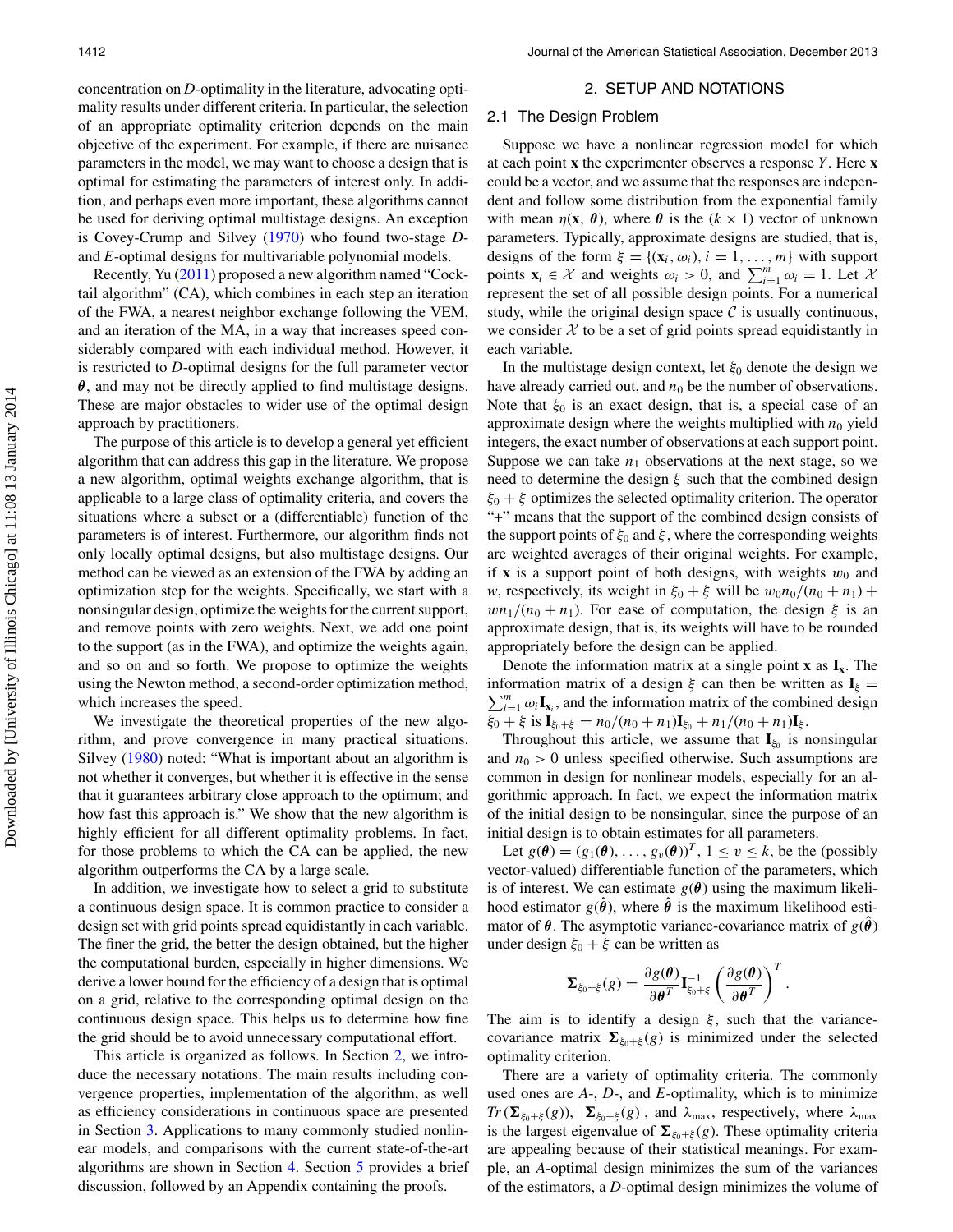concentration on $D$-optimality in the literature, advocating optimality results under different criteria. In particular, the selection of an appropriate optimality criterion depends on the main objective of the experiment. For example, if there are nuisance parameters in the model, we may want to choose a design that is optimal for estimating the parameters of interest only. In addition, and perhaps even more important, these algorithms cannot be used for deriving optimal multistage designs. An exception is Covey-Crump and Silvey (1970) who found two-stage $D$- and $E$-optimal designs for multivariable polynomial models.

Recently, Yu (2011) proposed a new algorithm named "Cocktail algorithm" (CA), which combines in each step an iteration of the FWA, a nearest neighbor exchange following the VEM, and an iteration of the MA, in a way that increases speed considerably compared with each individual method. However, it is restricted to $D$-optimal designs for the full parameter vector $\boldsymbol{\theta}$, and may not be directly applied to find multistage designs. These are major obstacles to wider use of the optimal design approach by practitioners.

The purpose of this article is to develop a general yet efficient algorithm that can address this gap in the literature. We propose a new algorithm, optimal weights exchange algorithm, that is applicable to a large class of optimality criteria, and covers the situations where a subset or a (differentiable) function of the parameters is of interest. Furthermore, our algorithm finds not only locally optimal designs, but also multistage designs. Our method can be viewed as an extension of the FWA by adding an optimization step for the weights. Specifically, we start with a nonsingular design, optimize the weights for the current support, and remove points with zero weights. Next, we add one point to the support (as in the FWA), and optimize the weights again, and so on and so forth. We propose to optimize the weights using the Newton method, a second-order optimization method, which increases the speed.

We investigate the theoretical properties of the new algorithm, and prove convergence in many practical situations. Silvey (1980) noted: "What is important about an algorithm is not whether it converges, but whether it is effective in the sense that it guarantees arbitrary close approach to the optimum; and how fast this approach is." We show that the new algorithm is highly efficient for all different optimality problems. In fact, for those problems to which the CA can be applied, the new algorithm outperforms the CA by a large scale.

In addition, we investigate how to select a grid to substitute a continuous design space. It is common practice to consider a design set with grid points spread equidistantly in each variable. The finer the grid, the better the design obtained, but the higher the computational burden, especially in higher dimensions. We derive a lower bound for the efficiency of a design that is optimal on a grid, relative to the corresponding optimal design on the continuous design space. This helps us to determine how fine the grid should be to avoid unnecessary computational effort.

This article is organized as follows. In Section 2, we introduce the necessary notations. The main results including convergence properties, implementation of the algorithm, as well as efficiency considerations in continuous space are presented in Section 3. Applications to many commonly studied nonlinear models, and comparisons with the current state-of-the-art algorithms are shown in Section 4. Section 5 provides a brief discussion, followed by an Appendix containing the proofs.

## 2. SETUP AND NOTATIONS

### 2.1 The Design Problem

Suppose we have a nonlinear regression model for which at each point $\mathbf{x}$ the experimenter observes a response $Y$. Here $\mathbf{x}$ could be a vector, and we assume that the responses are independent and follow some distribution from the exponential family with mean $\eta(\mathbf{x}, \boldsymbol{\theta})$, where $\boldsymbol{\theta}$ is the $(k \times 1)$ vector of unknown parameters. Typically, approximate designs are studied, that is, designs of the form $\xi = \{(\mathbf{x}_i, \omega_i), i = 1, \ldots, m\}$ with support points $\mathbf{x}_i \in \mathcal{X}$ and weights $\omega_i > 0$, and $\sum_{i=1}^m \omega_i = 1$. Let $\mathcal{X}$ represent the set of all possible design points. For a numerical study, while the original design space $\mathcal{C}$ is usually continuous, we consider $\mathcal{X}$ to be a set of grid points spread equidistantly in each variable.

In the multistage design context, let $\xi_0$ denote the design we have already carried out, and $n_0$ be the number of observations. Note that $\xi_0$ is an exact design, that is, a special case of an approximate design where the weights multiplied with $n_0$ yield integers, the exact number of observations at each support point. Suppose we can take $n_1$ observations at the next stage, so we need to determine the design $\xi$ such that the combined design $\xi_0 + \xi$ optimizes the selected optimality criterion. The operator "+" means that the support of the combined design consists of the support points of $\xi_0$ and $\xi$, where the corresponding weights are weighted averages of their original weights. For example, if $\mathbf{x}$ is a support point of both designs, with weights $w_0$ and $w$, respectively, its weight in $\xi_0 + \xi$ will be $w_0 n_0/(n_0 + n_1) + w n_1/(n_0 + n_1)$. For ease of computation, the design $\xi$ is an approximate design, that is, its weights will have to be rounded appropriately before the design can be applied.

Denote the information matrix at a single point $\mathbf{x}$ as $\mathbf{I}_{\mathbf{x}}$. The information matrix of a design $\xi$ can then be written as $\mathbf{I}_\xi = \sum_{i=1}^m \omega_i \mathbf{I}_{\mathbf{x}_i}$, and the information matrix of the combined design $\xi_0 + \xi$ is $\mathbf{I}_{\xi_0+\xi} = n_0/(n_0 + n_1)\mathbf{I}_{\xi_0} + n_1/(n_0 + n_1)\mathbf{I}_\xi$.

Throughout this article, we assume that $\mathbf{I}_{\xi_0}$ is nonsingular and $n_0 > 0$ unless specified otherwise. Such assumptions are common in design for nonlinear models, especially for an algorithmic approach. In fact, we expect the information matrix of the initial design to be nonsingular, since the purpose of an initial design is to obtain estimates for all parameters.

Let $g(\boldsymbol{\theta}) = (g_1(\boldsymbol{\theta}), \ldots, g_v(\boldsymbol{\theta}))^T$, $1 \le v \le k$, be the (possibly vector-valued) differentiable function of the parameters, which is of interest. We can estimate $g(\boldsymbol{\theta})$ using the maximum likelihood estimator $g(\hat{\boldsymbol{\theta}})$, where $\hat{\boldsymbol{\theta}}$ is the maximum likelihood estimator of $\boldsymbol{\theta}$. The asymptotic variance-covariance matrix of $g(\hat{\boldsymbol{\theta}})$ under design $\xi_0 + \xi$ can be written as

$$\boldsymbol{\Sigma}_{\xi_0+\xi}(g) = \frac{\partial g(\boldsymbol{\theta})}{\partial \boldsymbol{\theta}^T} \mathbf{I}_{\xi_0+\xi}^{-1} \left( \frac{\partial g(\boldsymbol{\theta})}{\partial \boldsymbol{\theta}^T} \right)^T.$$

The aim is to identify a design $\xi$, such that the variance-covariance matrix $\boldsymbol{\Sigma}_{\xi_0+\xi}(g)$ is minimized under the selected optimality criterion.

There are a variety of optimality criteria. The commonly used ones are $A$-, $D$-, and $E$-optimality, which is to minimize $Tr(\boldsymbol{\Sigma}_{\xi_0+\xi}(g))$, $|\boldsymbol{\Sigma}_{\xi_0+\xi}(g)|$, and $\lambda_{\max}$, respectively, where $\lambda_{\max}$ is the largest eigenvalue of $\boldsymbol{\Sigma}_{\xi_0+\xi}(g)$. These optimality criteria are appealing because of their statistical meanings. For example, an $A$-optimal design minimizes the sum of the variances of the estimators, a $D$-optimal design minimizes the volume of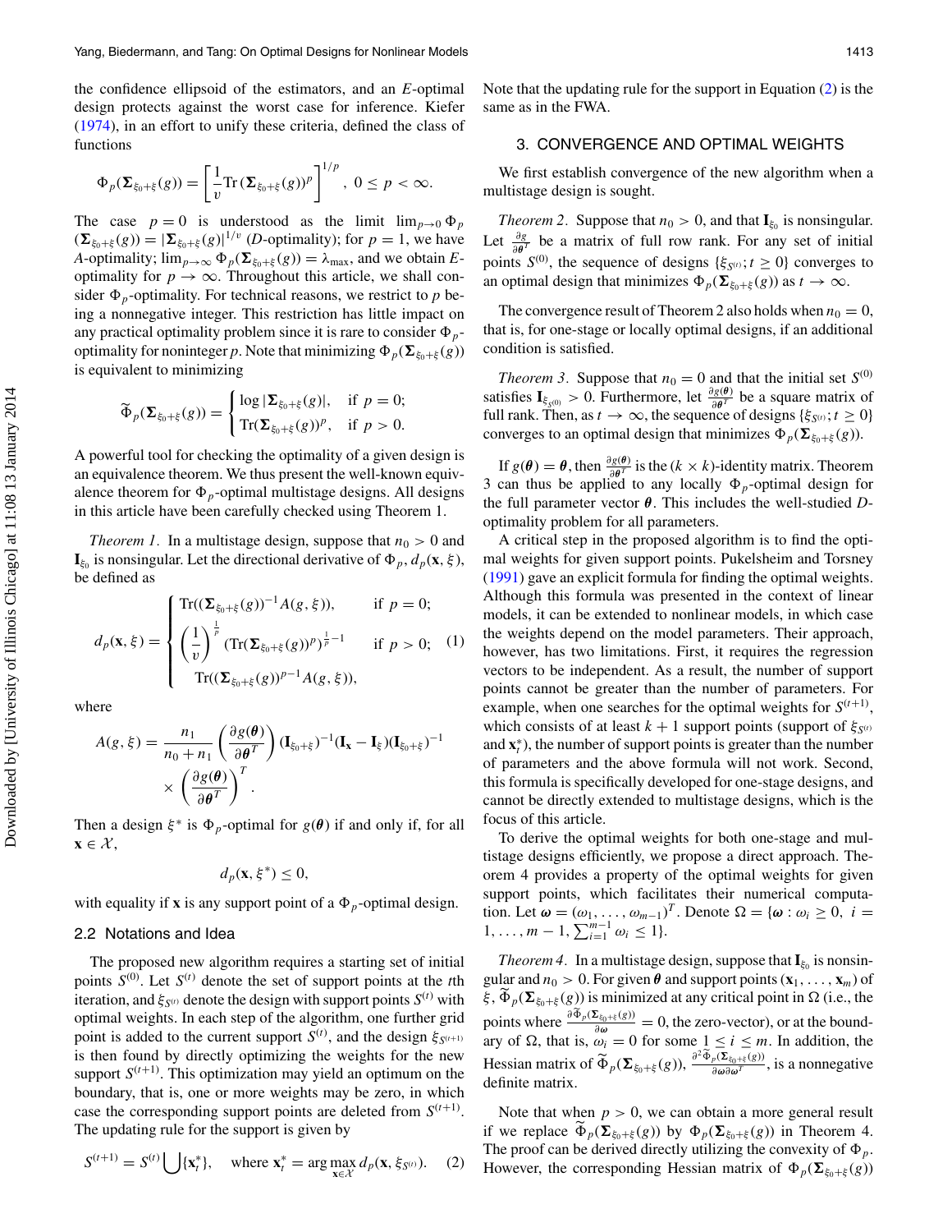the confidence ellipsoid of the estimators, and an $E$-optimal design protects against the worst case for inference. Kiefer (1974), in an effort to unify these criteria, defined the class of functions

$$\Phi_p(\boldsymbol{\Sigma}_{\xi_0+\xi}(g)) = \left[\frac{1}{v}\mathrm{Tr}(\boldsymbol{\Sigma}_{\xi_0+\xi}(g))^p\right]^{1/p}, \; 0 \le p < \infty.$$

The case $p = 0$ is understood as the limit $\lim_{p\to 0} \Phi_p(\boldsymbol{\Sigma}_{\xi_0+\xi}(g)) = |\boldsymbol{\Sigma}_{\xi_0+\xi}(g)|^{1/v}$ ($D$-optimality); for $p = 1$, we have $A$-optimality; $\lim_{p\to\infty} \Phi_p(\boldsymbol{\Sigma}_{\xi_0+\xi}(g)) = \lambda_{\max}$, and we obtain $E$-optimality for $p \to \infty$. Throughout this article, we shall consider $\Phi_p$-optimality. For technical reasons, we restrict to $p$ being a nonnegative integer. This restriction has little impact on any practical optimality problem since it is rare to consider $\Phi_p$-optimality for noninteger $p$. Note that minimizing $\Phi_p(\boldsymbol{\Sigma}_{\xi_0+\xi}(g))$ is equivalent to minimizing

$$\widetilde{\Phi}_p(\boldsymbol{\Sigma}_{\xi_0+\xi}(g)) = \begin{cases} \log|\boldsymbol{\Sigma}_{\xi_0+\xi}(g)|, & \text{if } p = 0; \\ \mathrm{Tr}(\boldsymbol{\Sigma}_{\xi_0+\xi}(g))^p, & \text{if } p > 0. \end{cases}$$

A powerful tool for checking the optimality of a given design is an equivalence theorem. We thus present the well-known equivalence theorem for $\Phi_p$-optimal multistage designs. All designs in this article have been carefully checked using Theorem 1.

*Theorem 1.* In a multistage design, suppose that $n_0 > 0$ and $\mathbf{I}_{\xi_0}$ is nonsingular. Let the directional derivative of $\Phi_p$, $d_p(\mathbf{x}, \xi)$, be defined as

$$d_p(\mathbf{x}, \xi) = \begin{cases} \mathrm{Tr}((\boldsymbol{\Sigma}_{\xi_0+\xi}(g))^{-1}A(g, \xi)), & \text{if } p = 0; \\ \left(\frac{1}{v}\right)^{\frac{1}{p}} (\mathrm{Tr}(\boldsymbol{\Sigma}_{\xi_0+\xi}(g))^p)^{\frac{1}{p}-1} & \text{if } p > 0; \\ \quad \mathrm{Tr}((\boldsymbol{\Sigma}_{\xi_0+\xi}(g))^{p-1}A(g, \xi)), & \end{cases} \quad (1)$$

where

$$A(g, \xi) = \frac{n_1}{n_0 + n_1}\left(\frac{\partial g(\boldsymbol{\theta})}{\partial \boldsymbol{\theta}^T}\right)(\mathbf{I}_{\xi_0+\xi})^{-1}(\mathbf{I}_{\mathbf{x}} - \mathbf{I}_{\xi})(\mathbf{I}_{\xi_0+\xi})^{-1} \times \left(\frac{\partial g(\boldsymbol{\theta})}{\partial \boldsymbol{\theta}^T}\right)^T.$$

Then a design $\xi^*$ is $\Phi_p$-optimal for $g(\boldsymbol{\theta})$ if and only if, for all $\mathbf{x} \in \mathcal{X}$,

$$d_p(\mathbf{x}, \xi^*) \le 0,$$

with equality if $\mathbf{x}$ is any support point of a $\Phi_p$-optimal design.

### 2.2 Notations and Idea

The proposed new algorithm requires a starting set of initial points $S^{(0)}$. Let $S^{(t)}$ denote the set of support points at the $t$th iteration, and $\xi_{S^{(t)}}$ denote the design with support points $S^{(t)}$ with optimal weights. In each step of the algorithm, one further grid point is added to the current support $S^{(t)}$, and the design $\xi_{S^{(t+1)}}$ is then found by directly optimizing the weights for the new support $S^{(t+1)}$. This optimization may yield an optimum on the boundary, that is, one or more weights may be zero, in which case the corresponding support points are deleted from $S^{(t+1)}$. The updating rule for the support is given by

$$S^{(t+1)} = S^{(t)} \bigcup \{\mathbf{x}_t^*\}, \quad \text{where } \mathbf{x}_t^* = \arg\max_{\mathbf{x}\in\mathcal{X}} d_p(\mathbf{x}, \xi_{S^{(t)}}). \quad (2)$$

Note that the updating rule for the support in Equation (2) is the same as in the FWA.

## 3. CONVERGENCE AND OPTIMAL WEIGHTS

We first establish convergence of the new algorithm when a multistage design is sought.

*Theorem 2.* Suppose that $n_0 > 0$, and that $\mathbf{I}_{\xi_0}$ is nonsingular. Let $\frac{\partial g}{\partial \boldsymbol{\theta}^T}$ be a matrix of full row rank. For any set of initial points $S^{(0)}$, the sequence of designs $\{\xi_{S^{(t)}}; t \ge 0\}$ converges to an optimal design that minimizes $\Phi_p(\boldsymbol{\Sigma}_{\xi_0+\xi}(g))$ as $t \to \infty$.

The convergence result of Theorem 2 also holds when $n_0 = 0$, that is, for one-stage or locally optimal designs, if an additional condition is satisfied.

*Theorem 3.* Suppose that $n_0 = 0$ and that the initial set $S^{(0)}$ satisfies $\mathbf{I}_{\xi_{S^{(0)}}} > 0$. Furthermore, let $\frac{\partial g(\boldsymbol{\theta})}{\partial \boldsymbol{\theta}^T}$ be a square matrix of full rank. Then, as $t \to \infty$, the sequence of designs $\{\xi_{S^{(t)}}; t \ge 0\}$ converges to an optimal design that minimizes $\Phi_p(\boldsymbol{\Sigma}_{\xi_0+\xi}(g))$.

If $g(\boldsymbol{\theta}) = \boldsymbol{\theta}$, then $\frac{\partial g(\boldsymbol{\theta})}{\partial \boldsymbol{\theta}^T}$ is the $(k \times k)$-identity matrix. Theorem 3 can thus be applied to any locally $\Phi_p$-optimal design for the full parameter vector $\boldsymbol{\theta}$. This includes the well-studied $D$-optimality problem for all parameters.

A critical step in the proposed algorithm is to find the optimal weights for given support points. Pukelsheim and Torsney (1991) gave an explicit formula for finding the optimal weights. Although this formula was presented in the context of linear models, it can be extended to nonlinear models, in which case the weights depend on the model parameters. Their approach, however, has two limitations. First, it requires the regression vectors to be independent. As a result, the number of support points cannot be greater than the number of parameters. For example, when one searches for the optimal weights for $S^{(t+1)}$, which consists of at least $k + 1$ support points (support of $\xi_{S^{(t)}}$ and $\mathbf{x}_t^*$), the number of support points is greater than the number of parameters and the above formula will not work. Second, this formula is specifically developed for one-stage designs, and cannot be directly extended to multistage designs, which is the focus of this article.

To derive the optimal weights for both one-stage and multistage designs efficiently, we propose a direct approach. Theorem 4 provides a property of the optimal weights for given support points, which facilitates their numerical computation. Let $\boldsymbol{\omega} = (\omega_1, \ldots, \omega_{m-1})^T$. Denote $\Omega = \{\boldsymbol{\omega} : \omega_i \ge 0, \; i = 1, \ldots, m-1, \sum_{i=1}^{m-1} \omega_i \le 1\}$.

*Theorem 4.* In a multistage design, suppose that $\mathbf{I}_{\xi_0}$ is nonsingular and $n_0 > 0$. For given $\boldsymbol{\theta}$ and support points $(\mathbf{x}_1, \ldots, \mathbf{x}_m)$ of $\xi$, $\widetilde{\Phi}_p(\boldsymbol{\Sigma}_{\xi_0+\xi}(g))$ is minimized at any critical point in $\Omega$ (i.e., the points where $\frac{\partial \widetilde{\Phi}_p(\boldsymbol{\Sigma}_{\xi_0+\xi}(g))}{\partial \boldsymbol{\omega}} = 0$, the zero-vector), or at the boundary of $\Omega$, that is, $\omega_i = 0$ for some $1 \le i \le m$. In addition, the Hessian matrix of $\widetilde{\Phi}_p(\boldsymbol{\Sigma}_{\xi_0+\xi}(g))$, $\frac{\partial^2 \widetilde{\Phi}_p(\boldsymbol{\Sigma}_{\xi_0+\xi}(g))}{\partial \boldsymbol{\omega} \partial \boldsymbol{\omega}^T}$, is a nonnegative definite matrix.

Note that when $p > 0$, we can obtain a more general result if we replace $\widetilde{\Phi}_p(\boldsymbol{\Sigma}_{\xi_0+\xi}(g))$ by $\Phi_p(\boldsymbol{\Sigma}_{\xi_0+\xi}(g))$ in Theorem 4. The proof can be derived directly utilizing the convexity of $\Phi_p$. However, the corresponding Hessian matrix of $\Phi_p(\boldsymbol{\Sigma}_{\xi_0+\xi}(g))$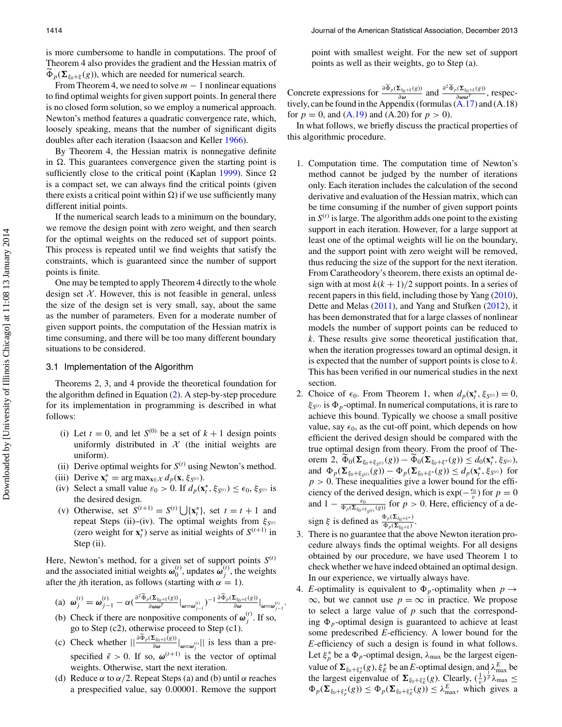is more cumbersome to handle in computations. The proof of Theorem 4 also provides the gradient and the Hessian matrix of $\widetilde{\Phi}_p(\mathbf{\Sigma}_{\xi_0+\xi}(g))$, which are needed for numerical search.

From Theorem 4, we need to solve $m-1$ nonlinear equations to find optimal weights for given support points. In general there is no closed form solution, so we employ a numerical approach. Newton's method features a quadratic convergence rate, which, loosely speaking, means that the number of significant digits doubles after each iteration (Isaacson and Keller 1966).

By Theorem 4, the Hessian matrix is nonnegative definite in $\Omega$. This guarantees convergence given the starting point is sufficiently close to the critical point (Kaplan 1999). Since $\Omega$ is a compact set, we can always find the critical points (given there exists a critical point within $\Omega$) if we use sufficiently many different initial points.

If the numerical search leads to a minimum on the boundary, we remove the design point with zero weight, and then search for the optimal weights on the reduced set of support points. This process is repeated until we find weights that satisfy the constraints, which is guaranteed since the number of support points is finite.

One may be tempted to apply Theorem 4 directly to the whole design set $\mathcal{X}$. However, this is not feasible in general, unless the size of the design set is very small, say, about the same as the number of parameters. Even for a moderate number of given support points, the computation of the Hessian matrix is time consuming, and there will be too many different boundary situations to be considered.

## 3.1 Implementation of the Algorithm

Theorems 2, 3, and 4 provide the theoretical foundation for the algorithm defined in Equation (2). A step-by-step procedure for its implementation in programming is described in what follows:

- (i) Let $t=0$, and let $S^{(0)}$ be a set of $k+1$ design points uniformly distributed in $\mathcal{X}$ (the initial weights are uniform).
- (ii) Derive optimal weights for $S^{(t)}$ using Newton's method.
- (iii) Derive $\mathbf{x}_t^* = \arg\max_{\mathbf{x}\in\mathcal{X}} d_p(\mathbf{x}, \xi_{S^{(t)}})$.
- (iv) Select a small value $\varepsilon_0 > 0$. If $d_p(\mathbf{x}_t^*, \xi_{S^{(t)}}) \le \epsilon_0$, $\xi_{S^{(t)}}$ is the desired design.
- (v) Otherwise, set $S^{(t+1)} = S^{(t)} \bigcup \{\mathbf{x}_t^*\}$, set $t=t+1$ and repeat Steps (ii)–(iv). The optimal weights from $\xi_{S^{(t)}}$ (zero weight for $\mathbf{x}_t^*$) serve as initial weights of $S^{(t+1)}$ in Step (ii).

Here, Newton's method, for a given set of support points $S^{(t)}$ and the associated initial weights $\boldsymbol{\omega}_0^{(t)}$, updates $\boldsymbol{\omega}_j^{(t)}$, the weights after the $j$th iteration, as follows (starting with $\alpha=1$).

- (a) $\boldsymbol{\omega}_j^{(t)} = \boldsymbol{\omega}_{j-1}^{(t)} - \alpha\left(\frac{\partial^2\widetilde{\Phi}_p(\mathbf{\Sigma}_{\xi_0+\xi}(g))}{\partial\boldsymbol{\omega}\boldsymbol{\omega}^T}\Big|_{\boldsymbol{\omega}=\boldsymbol{\omega}_{j-1}^{(t)}}\right)^{-1}\frac{\partial\widetilde{\Phi}_p(\mathbf{\Sigma}_{\xi_0+\xi}(g))}{\partial\boldsymbol{\omega}}\Big|_{\boldsymbol{\omega}=\boldsymbol{\omega}_{j-1}^{(t)}}$.
- (b) Check if there are nonpositive components of $\boldsymbol{\omega}_j^{(t)}$. If so, go to Step (c2), otherwise proceed to Step (c1).
- (c) Check whether $\left\|\frac{\partial\widetilde{\Phi}_p(\mathbf{\Sigma}_{\xi_0+\xi}(g))}{\partial\boldsymbol{\omega}}\Big|_{\boldsymbol{\omega}=\boldsymbol{\omega}_j^{(t)}}\right\|$ is less than a prespecified $\bar{\epsilon} > 0$. If so, $\boldsymbol{\omega}^{(t+1)}$ is the vector of optimal weights. Otherwise, start the next iteration.
- (d) Reduce $\alpha$ to $\alpha/2$. Repeat Steps (a) and (b) until $\alpha$ reaches a prespecified value, say 0.00001. Remove the support point with smallest weight. For the new set of support points as well as their weights, go to Step (a).

Concrete expressions for $\frac{\partial\widetilde{\Phi}_p(\mathbf{\Sigma}_{\xi_0+\xi}(g))}{\partial\boldsymbol{\omega}}$ and $\frac{\partial^2\widetilde{\Phi}_p(\mathbf{\Sigma}_{\xi_0+\xi}(g))}{\partial\boldsymbol{\omega}\boldsymbol{\omega}^T}$, respectively, can be found in the Appendix (formulas (A.17) and (A.18) for $p=0$, and (A.19) and (A.20) for $p>0$).

In what follows, we briefly discuss the practical properties of this algorithmic procedure.

1. Computation time. The computation time of Newton's method cannot be judged by the number of iterations only. Each iteration includes the calculation of the second derivative and evaluation of the Hessian matrix, which can be time consuming if the number of given support points in $S^{(t)}$ is large. The algorithm adds one point to the existing support in each iteration. However, for a large support at least one of the optimal weights will lie on the boundary, and the support point with zero weight will be removed, thus reducing the size of the support for the next iteration. From Caratheodory's theorem, there exists an optimal design with at most $k(k+1)/2$ support points. In a series of recent papers in this field, including those by Yang (2010), Dette and Melas (2011), and Yang and Stufken (2012), it has been demonstrated that for a large classes of nonlinear models the number of support points can be reduced to $k$. These results give some theoretical justification that, when the iteration progresses toward an optimal design, it is expected that the number of support points is close to $k$. This has been verified in our numerical studies in the next section.
2. Choice of $\epsilon_0$. From Theorem 1, when $d_p(\mathbf{x}_t^*, \xi_{S^{(t)}}) = 0$, $\xi_{S^{(t)}}$ is $\Phi_p$-optimal. In numerical computations, it is rare to achieve this bound. Typically we choose a small positive value, say $\epsilon_0$, as the cut-off point, which depends on how efficient the derived design should be compared with the true optimal design from theory. From the proof of Theorem 2, $\widetilde{\Phi}_0(\mathbf{\Sigma}_{\xi_0+\xi_{S^{(t)}}}(g)) - \widetilde{\Phi}_0(\mathbf{\Sigma}_{\xi_0+\xi^*}(g)) \le d_0(\mathbf{x}_t^*, \xi_{S^{(t)}})$, and $\Phi_p(\mathbf{\Sigma}_{\xi_0+\xi_{S^{(t)}}}(g)) - \Phi_p(\mathbf{\Sigma}_{\xi_0+\xi^*}(g)) \le d_p(\mathbf{x}_t^*, \xi_{S^{(t)}})$ for $p>0$. These inequalities give a lower bound for the efficiency of the derived design, which is $\exp(-\frac{\epsilon_0}{v})$ for $p=0$ and $1 - \frac{\epsilon_0}{\Phi_p(\mathbf{\Sigma}_{\xi_0+\xi_{S^{(t)}}}(g))}$ for $p>0$. Here, efficiency of a design $\xi$ is defined as $\frac{\Phi_p(\mathbf{\Sigma}_{\xi_0+\xi^*})}{\Phi_p(\mathbf{\Sigma}_{\xi_0+\xi})}$.
3. There is no guarantee that the above Newton iteration procedure always finds the optimal weights. For all designs obtained by our procedure, we have used Theorem 1 to check whether we have indeed obtained an optimal design. In our experience, we virtually always have.
4. $E$-optimality is equivalent to $\Phi_p$-optimality when $p \to \infty$, but we cannot use $p=\infty$ in practice. We propose to select a large value of $p$ such that the corresponding $\Phi_p$-optimal design is guaranteed to achieve at least some predescribed $E$-efficiency. A lower bound for the $E$-efficiency of such a design is found in what follows. Let $\xi_p^*$ be a $\Phi_p$-optimal design, $\lambda_{\max}$ be the largest eigenvalue of $\mathbf{\Sigma}_{\xi_0+\xi_p^*}(g)$, $\xi_E^*$ be an $E$-optimal design, and $\lambda_{\max}^E$ be the largest eigenvalue of $\mathbf{\Sigma}_{\xi_0+\xi_E^*}(g)$. Clearly, $(\frac{1}{v})^{\frac{1}{p}}\lambda_{\max} \le \Phi_p(\mathbf{\Sigma}_{\xi_0+\xi_p^*}(g)) \le \Phi_p(\mathbf{\Sigma}_{\xi_0+\xi_E^*}(g)) \le \lambda_{\max}^E$, which gives a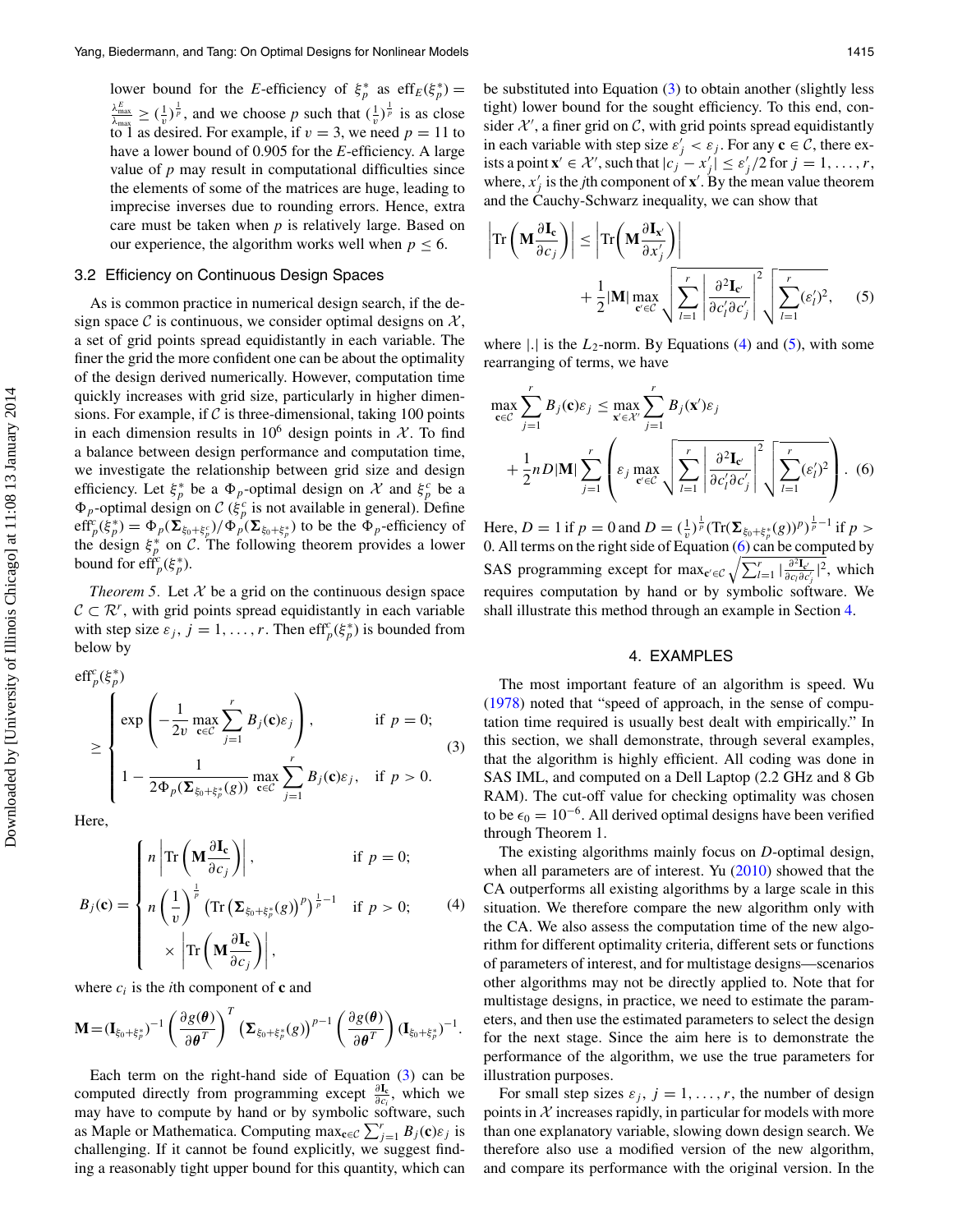lower bound for the $E$-efficiency of $\xi_p^*$ as $\text{eff}_E(\xi_p^*) = \frac{\lambda_{\max}^E}{\lambda_{\max}} \geq (\frac{1}{v})^{\frac{1}{p}}$, and we choose $p$ such that $(\frac{1}{v})^{\frac{1}{p}}$ is as close to 1 as desired. For example, if $v = 3$, we need $p = 11$ to have a lower bound of 0.905 for the $E$-efficiency. A large value of $p$ may result in computational difficulties since the elements of some of the matrices are huge, leading to imprecise inverses due to rounding errors. Hence, extra care must be taken when $p$ is relatively large. Based on our experience, the algorithm works well when $p \leq 6$.

## 3.2 Efficiency on Continuous Design Spaces

As is common practice in numerical design search, if the design space $\mathcal{C}$ is continuous, we consider optimal designs on $\mathcal{X}$, a set of grid points spread equidistantly in each variable. The finer the grid the more confident one can be about the optimality of the design derived numerically. However, computation time quickly increases with grid size, particularly in higher dimensions. For example, if $\mathcal{C}$ is three-dimensional, taking 100 points in each dimension results in $10^6$ design points in $\mathcal{X}$. To find a balance between design performance and computation time, we investigate the relationship between grid size and design efficiency. Let $\xi_p^*$ be a $\Phi_p$-optimal design on $\mathcal{X}$ and $\xi_p^c$ be a $\Phi_p$-optimal design on $\mathcal{C}$ ($\xi_p^c$ is not available in general). Define $\text{eff}_p^c(\xi_p^*) = \Phi_p(\mathbf{\Sigma}_{\xi_0+\xi_p^c})/\Phi_p(\mathbf{\Sigma}_{\xi_0+\xi_p^*})$ to be the $\Phi_p$-efficiency of the design $\xi_p^*$ on $\mathcal{C}$. The following theorem provides a lower bound for $\text{eff}_p^c(\xi_p^*)$.

*Theorem 5.* Let $\mathcal{X}$ be a grid on the continuous design space $\mathcal{C} \subset \mathcal{R}^r$, with grid points spread equidistantly in each variable with step size $\varepsilon_j$, $j = 1, \ldots, r$. Then $\text{eff}_p^c(\xi_p^*)$ is bounded from below by

$$
\text{eff}_p^c(\xi_p^*) \geq \begin{cases} \exp\left(-\dfrac{1}{2v}\max\limits_{\mathbf{c}\in\mathcal{C}}\displaystyle\sum_{j=1}^r B_j(\mathbf{c})\varepsilon_j\right), & \text{if } p = 0; \\ 1 - \dfrac{1}{2\Phi_p(\mathbf{\Sigma}_{\xi_0+\xi_p^*}(g))}\max\limits_{\mathbf{c}\in\mathcal{C}}\displaystyle\sum_{j=1}^r B_j(\mathbf{c})\varepsilon_j, & \text{if } p > 0. \end{cases} \quad (3)
$$

Here,

$$
B_j(\mathbf{c}) = \begin{cases} n\left|\text{Tr}\left(\mathbf{M}\dfrac{\partial \mathbf{I_c}}{\partial c_j}\right)\right|, & \text{if } p = 0; \\ n\left(\dfrac{1}{v}\right)^{\frac{1}{p}}\left(\text{Tr}\left(\mathbf{\Sigma}_{\xi_0+\xi_p^*}(g)\right)^p\right)^{\frac{1}{p}-1} & \text{if } p > 0; \\ \quad\times\left|\text{Tr}\left(\mathbf{M}\dfrac{\partial \mathbf{I_c}}{\partial c_j}\right)\right|, & \end{cases} \quad (4)
$$

where $c_i$ is the $i$th component of $\mathbf{c}$ and

$$
\mathbf{M} = (\mathbf{I}_{\xi_0+\xi_p^*})^{-1}\left(\frac{\partial g(\boldsymbol{\theta})}{\partial \boldsymbol{\theta}^T}\right)^T\left(\mathbf{\Sigma}_{\xi_0+\xi_p^*}(g)\right)^{p-1}\left(\frac{\partial g(\boldsymbol{\theta})}{\partial \boldsymbol{\theta}^T}\right)(\mathbf{I}_{\xi_0+\xi_p^*})^{-1}.
$$

Each term on the right-hand side of Equation (3) can be computed directly from programming except $\frac{\partial \mathbf{I_c}}{\partial c_i}$, which we may have to compute by hand or by symbolic software, such as Maple or Mathematica. Computing $\max_{\mathbf{c}\in\mathcal{C}}\sum_{j=1}^r B_j(\mathbf{c})\varepsilon_j$ is challenging. If it cannot be found explicitly, we suggest finding a reasonably tight upper bound for this quantity, which can be substituted into Equation (3) to obtain another (slightly less tight) lower bound for the sought efficiency. To this end, consider $\mathcal{X}'$, a finer grid on $\mathcal{C}$, with grid points spread equidistantly in each variable with step size $\varepsilon_j' < \varepsilon_j$. For any $\mathbf{c} \in \mathcal{C}$, there exists a point $\mathbf{x}' \in \mathcal{X}'$, such that $|c_j - x_j'| \leq \varepsilon_j'/2$ for $j = 1, \ldots, r$, where, $x_j'$ is the $j$th component of $\mathbf{x}'$. By the mean value theorem and the Cauchy-Schwarz inequality, we can show that

$$
\left|\text{Tr}\left(\mathbf{M}\frac{\partial \mathbf{I_c}}{\partial c_j}\right)\right| \leq \left|\text{Tr}\left(\mathbf{M}\frac{\partial \mathbf{I_{x'}}}{\partial x_j'}\right)\right| + \frac{1}{2}|\mathbf{M}|\max_{\mathbf{c}'\in\mathcal{C}}\sqrt{\sum_{l=1}^r\left|\frac{\partial^2 \mathbf{I_{c'}}}{\partial c_l'\partial c_j'}\right|^2}\sqrt{\sum_{l=1}^r(\varepsilon_l')^2}, \quad (5)
$$

where $|.|$ is the $L_2$-norm. By Equations (4) and (5), with some rearranging of terms, we have

$$
\max_{\mathbf{c}\in\mathcal{C}}\sum_{j=1}^r B_j(\mathbf{c})\varepsilon_j \leq \max_{\mathbf{x}'\in\mathcal{X}'}\sum_{j=1}^r B_j(\mathbf{x}')\varepsilon_j + \frac{1}{2}nD|\mathbf{M}|\sum_{j=1}^r\left(\varepsilon_j\max_{\mathbf{c}'\in\mathcal{C}}\sqrt{\sum_{l=1}^r\left|\frac{\partial^2 \mathbf{I_{c'}}}{\partial c_l'\partial c_j'}\right|^2}\sqrt{\sum_{l=1}^r(\varepsilon_l')^2}\right). \quad (6)
$$

Here, $D = 1$ if $p = 0$ and $D = (\frac{1}{v})^{\frac{1}{p}}(\text{Tr}(\mathbf{\Sigma}_{\xi_0+\xi_p^*}(g))^p)^{\frac{1}{p}-1}$ if $p > 0$. All terms on the right side of Equation (6) can be computed by SAS programming except for $\max_{\mathbf{c}'\in\mathcal{C}}\sqrt{\sum_{l=1}^r|\frac{\partial^2 \mathbf{I_{c'}}}{\partial c_l\partial c_j'}|^2}$, which requires computation by hand or by symbolic software. We shall illustrate this method through an example in Section 4.

# 4. EXAMPLES

The most important feature of an algorithm is speed. Wu (1978) noted that "speed of approach, in the sense of computation time required is usually best dealt with empirically." In this section, we shall demonstrate, through several examples, that the algorithm is highly efficient. All coding was done in SAS IML, and computed on a Dell Laptop (2.2 GHz and 8 Gb RAM). The cut-off value for checking optimality was chosen to be $\epsilon_0 = 10^{-6}$. All derived optimal designs have been verified through Theorem 1.

The existing algorithms mainly focus on $D$-optimal design, when all parameters are of interest. Yu (2010) showed that the CA outperforms all existing algorithms by a large scale in this situation. We therefore compare the new algorithm only with the CA. We also assess the computation time of the new algorithm for different optimality criteria, different sets or functions of parameters of interest, and for multistage designs—scenarios other algorithms may not be directly applied to. Note that for multistage designs, in practice, we need to estimate the parameters, and then use the estimated parameters to select the design for the next stage. Since the aim here is to demonstrate the performance of the algorithm, we use the true parameters for illustration purposes.

For small step sizes $\varepsilon_j$, $j = 1, \ldots, r$, the number of design points in $\mathcal{X}$ increases rapidly, in particular for models with more than one explanatory variable, slowing down design search. We therefore also use a modified version of the new algorithm, and compare its performance with the original version. In the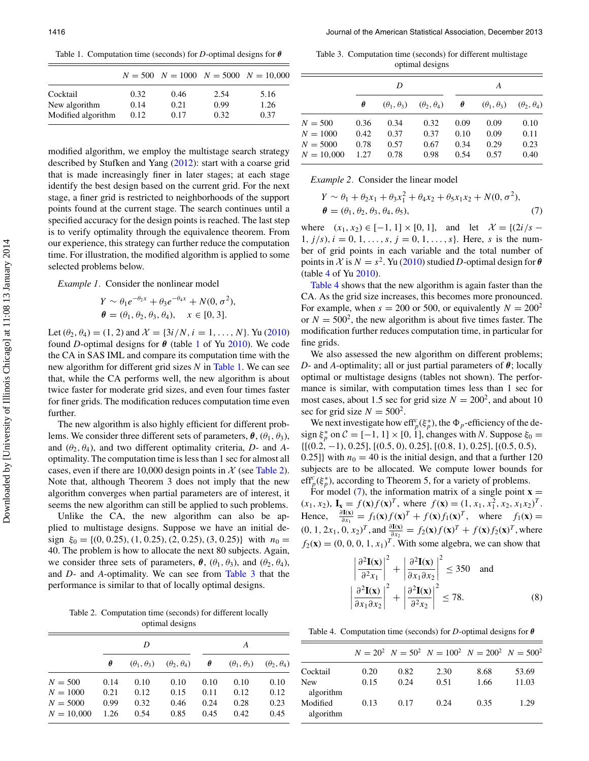Table 1. Computation time (seconds) for $D$-optimal designs for $\boldsymbol{\theta}$

| | $N = 500$ | $N = 1000$ | $N = 5000$ | $N = 10{,}000$ |
|---|---|---|---|---|
| Cocktail | 0.32 | 0.46 | 2.54 | 5.16 |
| New algorithm | 0.14 | 0.21 | 0.99 | 1.26 |
| Modified algorithm | 0.12 | 0.17 | 0.32 | 0.37 |

modified algorithm, we employ the multistage search strategy described by Stufken and Yang (2012): start with a coarse grid that is made increasingly finer in later stages; at each stage identify the best design based on the current grid. For the next stage, a finer grid is restricted to neighborhoods of the support points found at the current stage. The search continues until a specified accuracy for the design points is reached. The last step is to verify optimality through the equivalence theorem. From our experience, this strategy can further reduce the computation time. For illustration, the modified algorithm is applied to some selected problems below.

*Example 1*. Consider the nonlinear model

$$Y \sim \theta_1 e^{-\theta_2 x} + \theta_3 e^{-\theta_4 x} + N(0, \sigma^2),$$
$$\boldsymbol{\theta} = (\theta_1, \theta_2, \theta_3, \theta_4), \quad x \in [0, 3].$$

Let $(\theta_2, \theta_4) = (1, 2)$ and $\mathcal{X} = \{3i/N, i = 1, \ldots, N\}$. Yu (2010) found $D$-optimal designs for $\boldsymbol{\theta}$ (table 1 of Yu 2010). We code the CA in SAS IML and compare its computation time with the new algorithm for different grid sizes $N$ in Table 1. We can see that, while the CA performs well, the new algorithm is about twice faster for moderate grid sizes, and even four times faster for finer grids. The modification reduces computation time even further.

The new algorithm is also highly efficient for different problems. We consider three different sets of parameters, $\boldsymbol{\theta}$, $(\theta_1, \theta_3)$, and $(\theta_2, \theta_4)$, and two different optimality criteria, $D$- and $A$-optimality. The computation time is less than 1 sec for almost all cases, even if there are 10,000 design points in $\mathcal{X}$ (see Table 2). Note that, although Theorem 3 does not imply that the new algorithm converges when partial parameters are of interest, it seems the new algorithm can still be applied to such problems.

Unlike the CA, the new algorithm can also be applied to multistage designs. Suppose we have an initial design $\xi_0 = \{(0, 0.25), (1, 0.25), (2, 0.25), (3, 0.25)\}$ with $n_0 = 40$. The problem is how to allocate the next 80 subjects. Again, we consider three sets of parameters, $\boldsymbol{\theta}$, $(\theta_1, \theta_3)$, and $(\theta_2, \theta_4)$, and $D$- and $A$-optimality. We can see from Table 3 that the performance is similar to that of locally optimal designs.

Table 2. Computation time (seconds) for different locally optimal designs

| | $D$ | | | $A$ | | |
|---|---|---|---|---|---|---|
| | $\boldsymbol{\theta}$ | $(\theta_1, \theta_3)$ | $(\theta_2, \theta_4)$ | $\boldsymbol{\theta}$ | $(\theta_1, \theta_3)$ | $(\theta_2, \theta_4)$ |
| $N = 500$ | 0.14 | 0.10 | 0.10 | 0.10 | 0.10 | 0.10 |
| $N = 1000$ | 0.21 | 0.12 | 0.15 | 0.11 | 0.12 | 0.12 |
| $N = 5000$ | 0.99 | 0.32 | 0.46 | 0.24 | 0.28 | 0.23 |
| $N = 10{,}000$ | 1.26 | 0.54 | 0.85 | 0.45 | 0.42 | 0.45 |

Table 3. Computation time (seconds) for different multistage optimal designs

| | $D$ | | | $A$ | | |
|---|---|---|---|---|---|---|
| | $\boldsymbol{\theta}$ | $(\theta_1, \theta_3)$ | $(\theta_2, \theta_4)$ | $\boldsymbol{\theta}$ | $(\theta_1, \theta_3)$ | $(\theta_2, \theta_4)$ |
| $N = 500$ | 0.36 | 0.34 | 0.32 | 0.09 | 0.09 | 0.10 |
| $N = 1000$ | 0.42 | 0.37 | 0.37 | 0.10 | 0.09 | 0.11 |
| $N = 5000$ | 0.78 | 0.57 | 0.67 | 0.34 | 0.29 | 0.23 |
| $N = 10{,}000$ | 1.27 | 0.78 | 0.98 | 0.54 | 0.57 | 0.40 |

*Example 2*. Consider the linear model

$$Y \sim \theta_1 + \theta_2 x_1 + \theta_3 x_1^2 + \theta_4 x_2 + \theta_5 x_1 x_2 + N(0, \sigma^2),$$
$$\boldsymbol{\theta} = (\theta_1, \theta_2, \theta_3, \theta_4, \theta_5), \tag{7}$$

where $(x_1, x_2) \in [-1, 1] \times [0, 1]$, and let $\mathcal{X} = \{(2i/s - 1, j/s), i = 0, 1, \ldots, s, j = 0, 1, \ldots, s\}$. Here, $s$ is the number of grid points in each variable and the total number of points in $\mathcal{X}$ is $N = s^2$. Yu (2010) studied $D$-optimal design for $\boldsymbol{\theta}$ (table 4 of Yu 2010).

Table 4 shows that the new algorithm is again faster than the CA. As the grid size increases, this becomes more pronounced. For example, when $s = 200$ or 500, or equivalently $N = 200^2$ or $N = 500^2$, the new algorithm is about five times faster. The modification further reduces computation time, in particular for fine grids.

We also assessed the new algorithm on different problems; $D$- and $A$-optimality; all or just partial parameters of $\boldsymbol{\theta}$; locally optimal or multistage designs (tables not shown). The performance is similar, with computation times less than 1 sec for most cases, about 1.5 sec for grid size $N = 200^2$, and about 10 sec for grid size $N = 500^2$.

We next investigate how $\text{eff}_p^c(\xi_p^*)$, the $\Phi_p$-efficiency of the design $\xi_p^*$ on $\mathcal{C} = [-1, 1] \times [0, 1]$, changes with $N$. Suppose $\xi_0 = \{[(0.2, -1), 0.25], [(0.5, 0), 0.25], [(0.8, 1), 0.25], [(0.5, 0.5), 0.25]\}$ with $n_0 = 40$ is the initial design, and that a further 120 subjects are to be allocated. We compute lower bounds for $\text{eff}_p^c(\xi_p^*)$, according to Theorem 5, for a variety of problems.

For model (7), the information matrix of a single point $\mathbf{x} = (x_1, x_2)$, $\mathbf{I_x} = f(\mathbf{x}) f(\mathbf{x})^T$, where $f(\mathbf{x}) = (1, x_1, x_1^2, x_2, x_1 x_2)^T$. Hence, $\frac{\partial \mathbf{I}(\mathbf{x})}{\partial x_1} = f_1(\mathbf{x}) f(\mathbf{x})^T + f(\mathbf{x}) f_1(\mathbf{x})^T$, where $f_1(\mathbf{x}) = (0, 1, 2x_1, 0, x_2)^T$, and $\frac{\partial \mathbf{I}(\mathbf{x})}{\partial x_2} = f_2(\mathbf{x}) f(\mathbf{x})^T + f(\mathbf{x}) f_2(\mathbf{x})^T$, where $f_2(\mathbf{x}) = (0, 0, 0, 1, x_1)^T$. With some algebra, we can show that

$$\left|\frac{\partial^2 \mathbf{I}(\mathbf{x})}{\partial^2 x_1}\right|^2 + \left|\frac{\partial^2 \mathbf{I}(\mathbf{x})}{\partial x_1 \partial x_2}\right|^2 \leq 350 \quad \text{and}$$
$$\left|\frac{\partial^2 \mathbf{I}(\mathbf{x})}{\partial x_1 \partial x_2}\right|^2 + \left|\frac{\partial^2 \mathbf{I}(\mathbf{x})}{\partial^2 x_2}\right|^2 \leq 78. \tag{8}$$

Table 4. Computation time (seconds) for $D$-optimal designs for $\boldsymbol{\theta}$

| | $N = 20^2$ | $N = 50^2$ | $N = 100^2$ | $N = 200^2$ | $N = 500^2$ |
|---|---|---|---|---|---|
| Cocktail | 0.20 | 0.82 | 2.30 | 8.68 | 53.69 |
| New algorithm | 0.15 | 0.24 | 0.51 | 1.66 | 11.03 |
| Modified algorithm | 0.13 | 0.17 | 0.24 | 0.35 | 1.29 |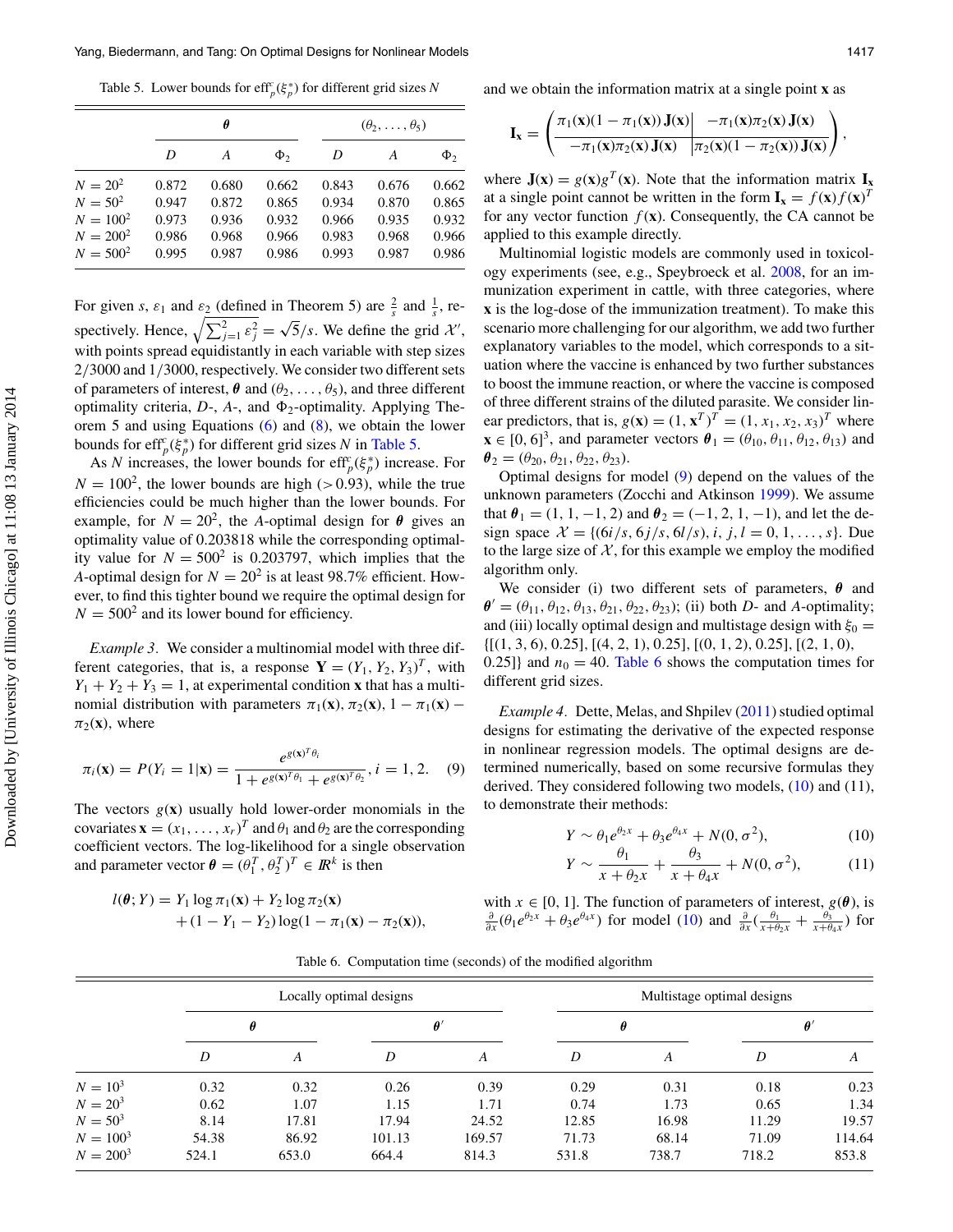Table 5. Lower bounds for $\text{eff}^c_p(\xi^*_p)$ for different grid sizes $N$

| | $\boldsymbol{\theta}$ | | | $(\theta_2,\ldots,\theta_5)$ | | |
|---|---|---|---|---|---|---|
| | $D$ | $A$ | $\Phi_2$ | $D$ | $A$ | $\Phi_2$ |
| $N = 20^2$ | 0.872 | 0.680 | 0.662 | 0.843 | 0.676 | 0.662 |
| $N = 50^2$ | 0.947 | 0.872 | 0.865 | 0.934 | 0.870 | 0.865 |
| $N = 100^2$ | 0.973 | 0.936 | 0.932 | 0.966 | 0.935 | 0.932 |
| $N = 200^2$ | 0.986 | 0.968 | 0.966 | 0.983 | 0.968 | 0.966 |
| $N = 500^2$ | 0.995 | 0.987 | 0.986 | 0.993 | 0.987 | 0.986 |

For given $s$, $\varepsilon_1$ and $\varepsilon_2$ (defined in Theorem 5) are $\frac{2}{s}$ and $\frac{1}{s}$, respectively. Hence, $\sqrt{\sum_{j=1}^{2}\varepsilon_j^2} = \sqrt{5}/s$. We define the grid $\mathcal{X}'$, with points spread equidistantly in each variable with step sizes $2/3000$ and $1/3000$, respectively. We consider two different sets of parameters of interest, $\boldsymbol{\theta}$ and $(\theta_2,\ldots,\theta_5)$, and three different optimality criteria, $D$-, $A$-, and $\Phi_2$-optimality. Applying Theorem 5 and using Equations (6) and (8), we obtain the lower bounds for $\text{eff}^c_p(\xi^*_p)$ for different grid sizes $N$ in Table 5.

As $N$ increases, the lower bounds for $\text{eff}^c_p(\xi^*_p)$ increase. For $N = 100^2$, the lower bounds are high ($>0.93$), while the true efficiencies could be much higher than the lower bounds. For example, for $N = 20^2$, the $A$-optimal design for $\boldsymbol{\theta}$ gives an optimality value of 0.203818 while the corresponding optimality value for $N = 500^2$ is 0.203797, which implies that the $A$-optimal design for $N = 20^2$ is at least 98.7% efficient. However, to find this tighter bound we require the optimal design for $N = 500^2$ and its lower bound for efficiency.

*Example 3.* We consider a multinomial model with three different categories, that is, a response $\mathbf{Y} = (Y_1, Y_2, Y_3)^T$, with $Y_1 + Y_2 + Y_3 = 1$, at experimental condition $\mathbf{x}$ that has a multinomial distribution with parameters $\pi_1(\mathbf{x})$, $\pi_2(\mathbf{x})$, $1 - \pi_1(\mathbf{x}) - \pi_2(\mathbf{x})$, where

$$\pi_i(\mathbf{x}) = P(Y_i = 1|\mathbf{x}) = \frac{e^{g(\mathbf{x})^T\theta_i}}{1 + e^{g(\mathbf{x})^T\theta_1} + e^{g(\mathbf{x})^T\theta_2}}, \; i = 1, 2. \quad (9)$$

The vectors $g(\mathbf{x})$ usually hold lower-order monomials in the covariates $\mathbf{x} = (x_1,\ldots,x_r)^T$ and $\theta_1$ and $\theta_2$ are the corresponding coefficient vectors. The log-likelihood for a single observation and parameter vector $\boldsymbol{\theta} = (\theta_1^T, \theta_2^T)^T \in \mathbb{R}^k$ is then

$$l(\boldsymbol{\theta}; Y) = Y_1 \log \pi_1(\mathbf{x}) + Y_2 \log \pi_2(\mathbf{x}) + (1 - Y_1 - Y_2)\log(1 - \pi_1(\mathbf{x}) - \pi_2(\mathbf{x})),$$

and we obtain the information matrix at a single point $\mathbf{x}$ as

$$\mathbf{I_x} = \left(\begin{array}{c|c} \pi_1(\mathbf{x})(1-\pi_1(\mathbf{x}))\,\mathbf{J}(\mathbf{x}) & -\pi_1(\mathbf{x})\pi_2(\mathbf{x})\,\mathbf{J}(\mathbf{x}) \\ \hline -\pi_1(\mathbf{x})\pi_2(\mathbf{x})\,\mathbf{J}(\mathbf{x}) & \pi_2(\mathbf{x})(1-\pi_2(\mathbf{x}))\,\mathbf{J}(\mathbf{x}) \end{array}\right),$$

where $\mathbf{J}(\mathbf{x}) = g(\mathbf{x})g^T(\mathbf{x})$. Note that the information matrix $\mathbf{I_x}$ at a single point cannot be written in the form $\mathbf{I_x} = f(\mathbf{x})f(\mathbf{x})^T$ for any vector function $f(\mathbf{x})$. Consequently, the CA cannot be applied to this example directly.

Multinomial logistic models are commonly used in toxicology experiments (see, e.g., Speybroeck et al. 2008, for an immunization experiment in cattle, with three categories, where $\mathbf{x}$ is the log-dose of the immunization treatment). To make this scenario more challenging for our algorithm, we add two further explanatory variables to the model, which corresponds to a situation where the vaccine is enhanced by two further substances to boost the immune reaction, or where the vaccine is composed of three different strains of the diluted parasite. We consider linear predictors, that is, $g(\mathbf{x}) = (1, \mathbf{x}^T)^T = (1, x_1, x_2, x_3)^T$ where $\mathbf{x} \in [0, 6]^3$, and parameter vectors $\boldsymbol{\theta}_1 = (\theta_{10}, \theta_{11}, \theta_{12}, \theta_{13})$ and $\boldsymbol{\theta}_2 = (\theta_{20}, \theta_{21}, \theta_{22}, \theta_{23})$.

Optimal designs for model (9) depend on the values of the unknown parameters (Zocchi and Atkinson 1999). We assume that $\boldsymbol{\theta}_1 = (1, 1, -1, 2)$ and $\boldsymbol{\theta}_2 = (-1, 2, 1, -1)$, and let the design space $\mathcal{X} = \{(6i/s, 6j/s, 6l/s), i, j, l = 0, 1, \ldots, s\}$. Due to the large size of $\mathcal{X}$, for this example we employ the modified algorithm only.

We consider (i) two different sets of parameters, $\boldsymbol{\theta}$ and $\boldsymbol{\theta}' = (\theta_{11}, \theta_{12}, \theta_{13}, \theta_{21}, \theta_{22}, \theta_{23})$; (ii) both $D$- and $A$-optimality; and (iii) locally optimal design and multistage design with $\xi_0 = \{[(1, 3, 6), 0.25], [(4, 2, 1), 0.25], [(0, 1, 2), 0.25], [(2, 1, 0), 0.25]\}$ and $n_0 = 40$. Table 6 shows the computation times for different grid sizes.

*Example 4.* Dette, Melas, and Shpilev (2011) studied optimal designs for estimating the derivative of the expected response in nonlinear regression models. The optimal designs are determined numerically, based on some recursive formulas they derived. They considered following two models, (10) and (11), to demonstrate their methods:

$$Y \sim \theta_1 e^{\theta_2 x} + \theta_3 e^{\theta_4 x} + N(0, \sigma^2), \quad (10)$$

$$Y \sim \frac{\theta_1}{x + \theta_2 x} + \frac{\theta_3}{x + \theta_4 x} + N(0, \sigma^2), \quad (11)$$

with $x \in [0, 1]$. The function of parameters of interest, $g(\boldsymbol{\theta})$, is $\frac{\partial}{\partial x}(\theta_1 e^{\theta_2 x} + \theta_3 e^{\theta_4 x})$ for model (10) and $\frac{\partial}{\partial x}(\frac{\theta_1}{x+\theta_2 x} + \frac{\theta_3}{x+\theta_4 x})$ for

Table 6. Computation time (seconds) of the modified algorithm

| | Locally optimal designs | | | | Multistage optimal designs | | | |
|---|---|---|---|---|---|---|---|---|
| | $\boldsymbol{\theta}$ | | $\boldsymbol{\theta}'$ | | $\boldsymbol{\theta}$ | | $\boldsymbol{\theta}'$ | |
| | $D$ | $A$ | $D$ | $A$ | $D$ | $A$ | $D$ | $A$ |
| $N = 10^3$ | 0.32 | 0.32 | 0.26 | 0.39 | 0.29 | 0.31 | 0.18 | 0.23 |
| $N = 20^3$ | 0.62 | 1.07 | 1.15 | 1.71 | 0.74 | 1.73 | 0.65 | 1.34 |
| $N = 50^3$ | 8.14 | 17.81 | 17.94 | 24.52 | 12.85 | 16.98 | 11.29 | 19.57 |
| $N = 100^3$ | 54.38 | 86.92 | 101.13 | 169.57 | 71.73 | 68.14 | 71.09 | 114.64 |
| $N = 200^3$ | 524.1 | 653.0 | 664.4 | 814.3 | 531.8 | 738.7 | 718.2 | 853.8 |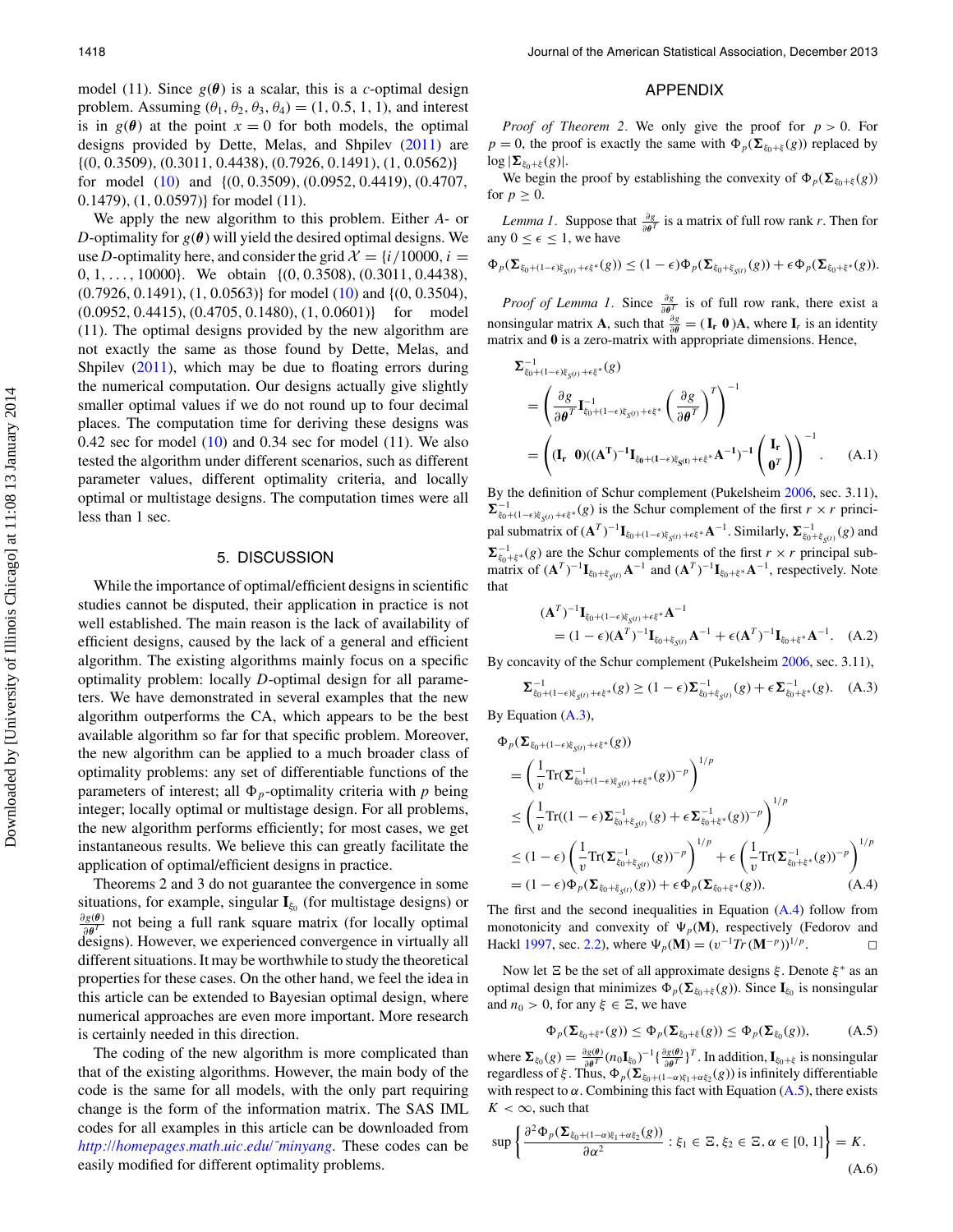model (11). Since $g(\boldsymbol{\theta})$ is a scalar, this is a $c$-optimal design problem. Assuming $(\theta_1, \theta_2, \theta_3, \theta_4) = (1, 0.5, 1, 1)$, and interest is in $g(\boldsymbol{\theta})$ at the point $x = 0$ for both models, the optimal designs provided by Dette, Melas, and Shpilev (2011) are $\{(0, 0.3509), (0.3011, 0.4438), (0.7926, 0.1491), (1, 0.0562)\}$ for model (10) and $\{(0, 0.3509), (0.0952, 0.4419), (0.4707, 0.1479), (1, 0.0597)\}$ for model (11).

We apply the new algorithm to this problem. Either $A$- or $D$-optimality for $g(\boldsymbol{\theta})$ will yield the desired optimal designs. We use $D$-optimality here, and consider the grid $\mathcal{X} = \{i/10000, i = 0, 1, \ldots, 10000\}$. We obtain $\{(0, 0.3508), (0.3011, 0.4438), (0.7926, 0.1491), (1, 0.0563)\}$ for model (10) and $\{(0, 0.3504), (0.0952, 0.4415), (0.4705, 0.1480), (1, 0.0601)\}$ for model (11). The optimal designs provided by the new algorithm are not exactly the same as those found by Dette, Melas, and Shpilev (2011), which may be due to floating errors during the numerical computation. Our designs actually give slightly smaller optimal values if we do not round up to four decimal places. The computation time for deriving these designs was 0.42 sec for model (10) and 0.34 sec for model (11). We also tested the algorithm under different scenarios, such as different parameter values, different optimality criteria, and locally optimal or multistage designs. The computation times were all less than 1 sec.

## 5. DISCUSSION

While the importance of optimal/efficient designs in scientific studies cannot be disputed, their application in practice is not well established. The main reason is the lack of availability of efficient designs, caused by the lack of a general and efficient algorithm. The existing algorithms mainly focus on a specific optimality problem: locally $D$-optimal design for all parameters. We have demonstrated in several examples that the new algorithm outperforms the CA, which appears to be the best available algorithm so far for that specific problem. Moreover, the new algorithm can be applied to a much broader class of optimality problems: any set of differentiable functions of the parameters of interest; all $\Phi_p$-optimality criteria with $p$ being integer; locally optimal or multistage design. For all problems, the new algorithm performs efficiently; for most cases, we get instantaneous results. We believe this can greatly facilitate the application of optimal/efficient designs in practice.

Theorems 2 and 3 do not guarantee the convergence in some situations, for example, singular $\mathbf{I}_{\xi_0}$ (for multistage designs) or $\frac{\partial g(\boldsymbol{\theta})}{\partial \boldsymbol{\theta}^T}$ not being a full rank square matrix (for locally optimal designs). However, we experienced convergence in virtually all different situations. It may be worthwhile to study the theoretical properties for these cases. On the other hand, we feel the idea in this article can be extended to Bayesian optimal design, where numerical approaches are even more important. More research is certainly needed in this direction.

The coding of the new algorithm is more complicated than that of the existing algorithms. However, the main body of the code is the same for all models, with the only part requiring change is the form of the information matrix. The SAS IML codes for all examples in this article can be downloaded from *http://homepages.math.uic.edu/~minyang*. These codes can be easily modified for different optimality problems.

## APPENDIX

*Proof of Theorem 2.* We only give the proof for $p > 0$. For $p = 0$, the proof is exactly the same with $\Phi_p(\boldsymbol{\Sigma}_{\xi_0+\xi}(g))$ replaced by $\log|\boldsymbol{\Sigma}_{\xi_0+\xi}(g)|$.

We begin the proof by establishing the convexity of $\Phi_p(\boldsymbol{\Sigma}_{\xi_0+\xi}(g))$ for $p \geq 0$.

*Lemma 1.* Suppose that $\frac{\partial g}{\partial \boldsymbol{\theta}^T}$ is a matrix of full row rank $r$. Then for any $0 \leq \epsilon \leq 1$, we have

$$\Phi_p(\boldsymbol{\Sigma}_{\xi_0+(1-\epsilon)\xi_{S^{(t)}}+\epsilon\xi^*}(g)) \leq (1-\epsilon)\Phi_p(\boldsymbol{\Sigma}_{\xi_0+\xi_{S^{(t)}}}(g)) + \epsilon\Phi_p(\boldsymbol{\Sigma}_{\xi_0+\xi^*}(g)).$$

*Proof of Lemma 1.* Since $\frac{\partial g}{\partial \boldsymbol{\theta}^T}$ is of full row rank, there exist a nonsingular matrix $\mathbf{A}$, such that $\frac{\partial g}{\partial \boldsymbol{\theta}} = (\mathbf{I_r}\ \mathbf{0})\mathbf{A}$, where $\mathbf{I}_r$ is an identity matrix and $\mathbf{0}$ is a zero-matrix with appropriate dimensions. Hence,

$$\begin{aligned}
&\boldsymbol{\Sigma}^{-1}_{\xi_0+(1-\epsilon)\xi_{S^{(t)}}+\epsilon\xi^*}(g) \\
&= \left(\frac{\partial g}{\partial \boldsymbol{\theta}^T}\mathbf{I}^{-1}_{\xi_0+(1-\epsilon)\xi_{S^{(t)}}+\epsilon\xi^*}\left(\frac{\partial g}{\partial \boldsymbol{\theta}^T}\right)^T\right)^{-1} \\
&= \left((\mathbf{I_r}\ \ \mathbf{0})((\mathbf{A^T})^{-1}\mathbf{I}_{\xi_0+(1-\epsilon)\xi_{S^{(t)}}+\epsilon\xi^*}\mathbf{A^{-1}})^{-1}\begin{pmatrix}\mathbf{I_r}\\ \mathbf{0^T}\end{pmatrix}\right)^{-1}. \qquad \text{(A.1)}
\end{aligned}$$

By the definition of Schur complement (Pukelsheim 2006, sec. 3.11), $\boldsymbol{\Sigma}^{-1}_{\xi_0+(1-\epsilon)\xi_{S^{(t)}}+\epsilon\xi^*}(g)$ is the Schur complement of the first $r \times r$ principal submatrix of $(\mathbf{A}^T)^{-1}\mathbf{I}_{\xi_0+(1-\epsilon)\xi_{S^{(t)}}+\epsilon\xi^*}\mathbf{A}^{-1}$. Similarly, $\boldsymbol{\Sigma}^{-1}_{\xi_0+\xi_{S^{(t)}}}(g)$ and $\boldsymbol{\Sigma}^{-1}_{\xi_0+\xi^*}(g)$ are the Schur complements of the first $r \times r$ principal submatrix of $(\mathbf{A}^T)^{-1}\mathbf{I}_{\xi_0+\xi_{S^{(t)}}}\mathbf{A}^{-1}$ and $(\mathbf{A}^T)^{-1}\mathbf{I}_{\xi_0+\xi^*}\mathbf{A}^{-1}$, respectively. Note that

$$\begin{aligned}
&(\mathbf{A}^T)^{-1}\mathbf{I}_{\xi_0+(1-\epsilon)\xi_{S^{(t)}}+\epsilon\xi^*}\mathbf{A}^{-1} \\
&\quad = (1-\epsilon)(\mathbf{A}^T)^{-1}\mathbf{I}_{\xi_0+\xi_{S^{(t)}}}\mathbf{A}^{-1} + \epsilon(\mathbf{A}^T)^{-1}\mathbf{I}_{\xi_0+\xi^*}\mathbf{A}^{-1}. \qquad \text{(A.2)}
\end{aligned}$$

By concavity of the Schur complement (Pukelsheim 2006, sec. 3.11),

$$\boldsymbol{\Sigma}^{-1}_{\xi_0+(1-\epsilon)\xi_{S^{(t)}}+\epsilon\xi^*}(g) \geq (1-\epsilon)\boldsymbol{\Sigma}^{-1}_{\xi_0+\xi_{S^{(t)}}}(g) + \epsilon\boldsymbol{\Sigma}^{-1}_{\xi_0+\xi^*}(g). \qquad \text{(A.3)}$$

By Equation (A.3),

$$\begin{aligned}
&\Phi_p(\boldsymbol{\Sigma}_{\xi_0+(1-\epsilon)\xi_{S^{(t)}}+\epsilon\xi^*}(g)) \\
&= \left(\frac{1}{v}\mathrm{Tr}(\boldsymbol{\Sigma}^{-1}_{\xi_0+(1-\epsilon)\xi_{S^{(t)}}+\epsilon\xi^*}(g))^{-p}\right)^{1/p} \\
&\leq \left(\frac{1}{v}\mathrm{Tr}((1-\epsilon)\boldsymbol{\Sigma}^{-1}_{\xi_0+\xi_{S^{(t)}}}(g) + \epsilon\boldsymbol{\Sigma}^{-1}_{\xi_0+\xi^*}(g))^{-p}\right)^{1/p} \\
&\leq (1-\epsilon)\left(\frac{1}{v}\mathrm{Tr}(\boldsymbol{\Sigma}^{-1}_{\xi_0+\xi_{S^{(t)}}}(g))^{-p}\right)^{1/p} + \epsilon\left(\frac{1}{v}\mathrm{Tr}(\boldsymbol{\Sigma}^{-1}_{\xi_0+\xi^*}(g))^{-p}\right)^{1/p} \\
&= (1-\epsilon)\Phi_p(\boldsymbol{\Sigma}_{\xi_0+\xi_{S^{(t)}}}(g)) + \epsilon\Phi_p(\boldsymbol{\Sigma}_{\xi_0+\xi^*}(g)). \qquad \text{(A.4)}
\end{aligned}$$

The first and the second inequalities in Equation (A.4) follow from monotonicity and convexity of $\Psi_p(\mathbf{M})$, respectively (Fedorov and Hackl 1997, sec. 2.2), where $\Psi_p(\mathbf{M}) = (v^{-1}Tr(\mathbf{M}^{-p}))^{1/p}$. $\square$

Now let $\Xi$ be the set of all approximate designs $\xi$. Denote $\xi^*$ as an optimal design that minimizes $\Phi_p(\boldsymbol{\Sigma}_{\xi_0+\xi}(g))$. Since $\mathbf{I}_{\xi_0}$ is nonsingular and $n_0 > 0$, for any $\xi \in \Xi$, we have

$$\Phi_p(\boldsymbol{\Sigma}_{\xi_0+\xi^*}(g)) \leq \Phi_p(\boldsymbol{\Sigma}_{\xi_0+\xi}(g)) \leq \Phi_p(\boldsymbol{\Sigma}_{\xi_0}(g)), \qquad \text{(A.5)}$$

where $\boldsymbol{\Sigma}_{\xi_0}(g) = \frac{\partial g(\boldsymbol{\theta})}{\partial \boldsymbol{\theta}^T}(n_0\mathbf{I}_{\xi_0})^{-1}\{\frac{\partial g(\boldsymbol{\theta})}{\partial \boldsymbol{\theta}^T}\}^T$. In addition, $\mathbf{I}_{\xi_0+\xi}$ is nonsingular regardless of $\xi$. Thus, $\Phi_p(\boldsymbol{\Sigma}_{\xi_0+(1-\alpha)\xi_1+\alpha\xi_2}(g))$ is infinitely differentiable with respect to $\alpha$. Combining this fact with Equation (A.5), there exists $K < \infty$, such that

$$\sup\left\{\frac{\partial^2\Phi_p(\boldsymbol{\Sigma}_{\xi_0+(1-\alpha)\xi_1+\alpha\xi_2}(g))}{\partial\alpha^2} : \xi_1 \in \Xi, \xi_2 \in \Xi, \alpha \in [0,1]\right\} = K. \qquad \text{(A.6)}$$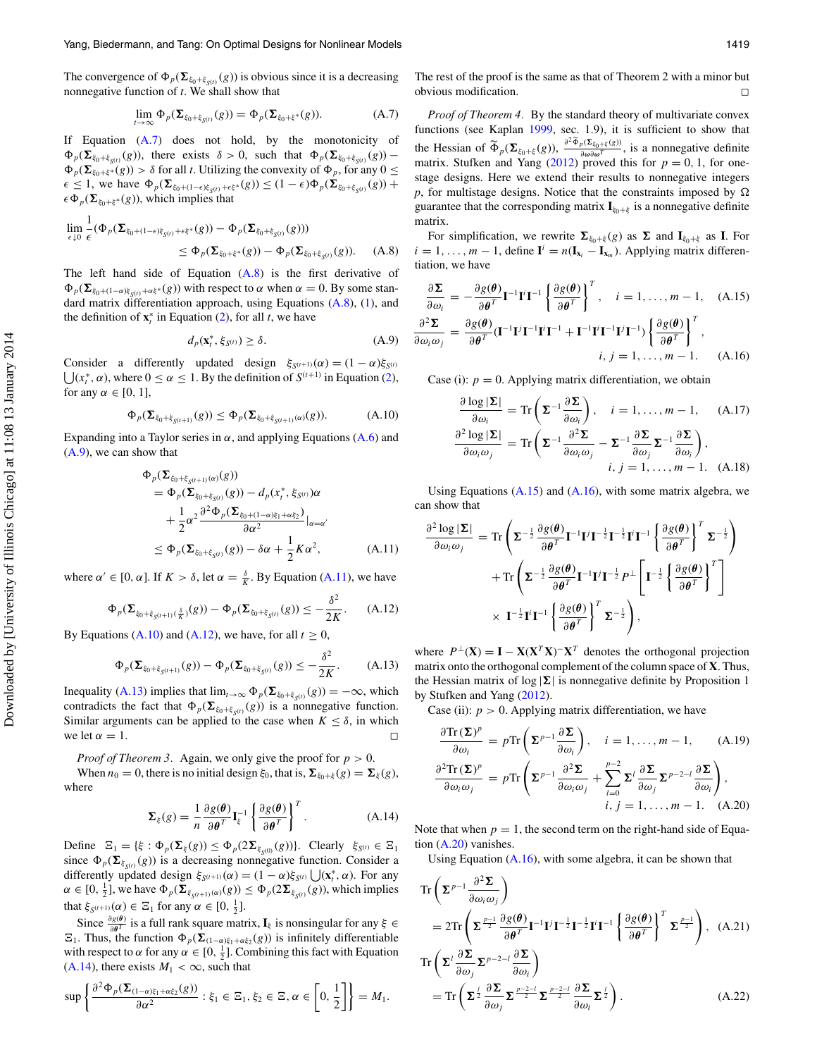The convergence of $\Phi_p(\boldsymbol{\Sigma}_{\xi_0+\xi_{S^{(t)}}}(g))$ is obvious since it is a decreasing nonnegative function of $t$. We shall show that

$$\lim_{t\to\infty}\Phi_p(\boldsymbol{\Sigma}_{\xi_0+\xi_{S^{(t)}}}(g))=\Phi_p(\boldsymbol{\Sigma}_{\xi_0+\xi^*}(g)). \tag{A.7}$$

If Equation (A.7) does not hold, by the monotonicity of $\Phi_p(\boldsymbol{\Sigma}_{\xi_0+\xi_{S^{(t)}}}(g))$, there exists $\delta>0$, such that $\Phi_p(\boldsymbol{\Sigma}_{\xi_0+\xi_{S^{(t)}}}(g))-\Phi_p(\boldsymbol{\Sigma}_{\xi_0+\xi^*}(g))>\delta$ for all $t$. Utilizing the convexity of $\Phi_p$, for any $0\le\epsilon\le 1$, we have $\Phi_p(\boldsymbol{\Sigma}_{\xi_0+(1-\epsilon)\xi_{S^{(t)}}+\epsilon\xi^*}(g))\le(1-\epsilon)\Phi_p(\boldsymbol{\Sigma}_{\xi_0+\xi_{S^{(t)}}}(g))+\epsilon\Phi_p(\boldsymbol{\Sigma}_{\xi_0+\xi^*}(g))$, which implies that

$$\lim_{\epsilon\downarrow 0}\frac{1}{\epsilon}\left(\Phi_p(\boldsymbol{\Sigma}_{\xi_0+(1-\epsilon)\xi_{S^{(t)}}+\epsilon\xi^*}(g))-\Phi_p(\boldsymbol{\Sigma}_{\xi_0+\xi_{S^{(t)}}}(g))\right)\le\Phi_p(\boldsymbol{\Sigma}_{\xi_0+\xi^*}(g))-\Phi_p(\boldsymbol{\Sigma}_{\xi_0+\xi_{S^{(t)}}}(g)). \tag{A.8}$$

The left hand side of Equation (A.8) is the first derivative of $\Phi_p(\boldsymbol{\Sigma}_{\xi_0+(1-\alpha)\xi_{S^{(t)}}+\alpha\xi^*}(g))$ with respect to $\alpha$ when $\alpha=0$. By some standard matrix differentiation approach, using Equations (A.8), (1), and the definition of $\mathbf{x}_t^*$ in Equation (2), for all $t$, we have

$$d_p(\mathbf{x}_t^*,\xi_{S^{(t)}})\ge\delta. \tag{A.9}$$

Consider a differently updated design $\xi_{S^{(t+1)}}(\alpha)=(1-\alpha)\xi_{S^{(t)}}\bigcup(x_t^*,\alpha)$, where $0\le\alpha\le 1$. By the definition of $S^{(t+1)}$ in Equation (2), for any $\alpha\in[0,1]$,

$$\Phi_p(\boldsymbol{\Sigma}_{\xi_0+\xi_{S^{(t+1)}}}(g))\le\Phi_p(\boldsymbol{\Sigma}_{\xi_0+\xi_{S^{(t+1)}(\alpha)}}(g)). \tag{A.10}$$

Expanding into a Taylor series in $\alpha$, and applying Equations (A.6) and (A.9), we can show that

$$\begin{aligned}
&\Phi_p(\boldsymbol{\Sigma}_{\xi_0+\xi_{S^{(t+1)}(\alpha)}}(g))\\
&=\Phi_p(\boldsymbol{\Sigma}_{\xi_0+\xi_{S^{(t)}}}(g))-d_p(x_t^*,\xi_{S^{(t)}})\alpha+\frac{1}{2}\alpha^2\frac{\partial^2\Phi_p(\boldsymbol{\Sigma}_{\xi_0+(1-\alpha)\xi_1+\alpha\xi_2})}{\partial\alpha^2}\Big|_{\alpha=\alpha'}\\
&\le\Phi_p(\boldsymbol{\Sigma}_{\xi_0+\xi_{S^{(t)}}}(g))-\delta\alpha+\frac{1}{2}K\alpha^2,
\end{aligned} \tag{A.11}$$

where $\alpha'\in[0,\alpha]$. If $K>\delta$, let $\alpha=\frac{\delta}{K}$. By Equation (A.11), we have

$$\Phi_p(\boldsymbol{\Sigma}_{\xi_0+\xi_{S^{(t+1)}(\frac{\delta}{K})}}(g))-\Phi_p(\boldsymbol{\Sigma}_{\xi_0+\xi_{S^{(t)}}}(g))\le-\frac{\delta^2}{2K}. \tag{A.12}$$

By Equations (A.10) and (A.12), we have, for all $t\ge 0$,

$$\Phi_p(\boldsymbol{\Sigma}_{\xi_0+\xi_{S^{(t+1)}}}(g))-\Phi_p(\boldsymbol{\Sigma}_{\xi_0+\xi_{S^{(t)}}}(g))\le-\frac{\delta^2}{2K}. \tag{A.13}$$

Inequality (A.13) implies that $\lim_{t\to\infty}\Phi_p(\boldsymbol{\Sigma}_{\xi_0+\xi_{S^{(t)}}}(g))=-\infty$, which contradicts the fact that $\Phi_p(\boldsymbol{\Sigma}_{\xi_0+\xi_{S^{(t)}}}(g))$ is a nonnegative function. Similar arguments can be applied to the case when $K\le\delta$, in which we let $\alpha=1$. □

*Proof of Theorem 3.* Again, we only give the proof for $p>0$.

When $n_0=0$, there is no initial design $\xi_0$, that is, $\boldsymbol{\Sigma}_{\xi_0+\xi}(g)=\boldsymbol{\Sigma}_\xi(g)$, where

$$\boldsymbol{\Sigma}_\xi(g)=\frac{1}{n}\frac{\partial g(\boldsymbol{\theta})}{\partial\boldsymbol{\theta}^T}\mathbf{I}_\xi^{-1}\left\{\frac{\partial g(\boldsymbol{\theta})}{\partial\boldsymbol{\theta}^T}\right\}^T. \tag{A.14}$$

Define $\Xi_1=\{\xi:\Phi_p(\boldsymbol{\Sigma}_\xi(g))\le\Phi_p(2\boldsymbol{\Sigma}_{\xi_{S^{(0)}}}(g))\}$. Clearly $\xi_{S^{(t)}}\in\Xi_1$ since $\Phi_p(\boldsymbol{\Sigma}_{\xi_{S^{(t)}}}(g))$ is a decreasing nonnegative function. Consider a differently updated design $\xi_{S^{(t+1)}}(\alpha)=(1-\alpha)\xi_{S^{(t)}}\bigcup(x_t^*,\alpha)$. For any $\alpha\in[0,\frac{1}{2}]$, we have $\Phi_p(\boldsymbol{\Sigma}_{\xi_{S^{(t+1)}(\alpha)}}(g))\le\Phi_p(2\boldsymbol{\Sigma}_{\xi_{S^{(t)}}}(g))$, which implies that $\xi_{S^{(t+1)}}(\alpha)\in\Xi_1$ for any $\alpha\in[0,\frac{1}{2}]$.

Since $\frac{\partial g(\boldsymbol{\theta})}{\partial\boldsymbol{\theta}^T}$ is a full rank square matrix, $\mathbf{I}_\xi$ is nonsingular for any $\xi\in\Xi_1$. Thus, the function $\Phi_p(\boldsymbol{\Sigma}_{(1-\alpha)\xi_1+\alpha\xi_2}(g))$ is infinitely differentiable with respect to $\alpha$ for any $\alpha\in[0,\frac{1}{2}]$. Combining this fact with Equation (A.14), there exists $M_1<\infty$, such that

$$\sup\left\{\frac{\partial^2\Phi_p(\boldsymbol{\Sigma}_{(1-\alpha)\xi_1+\alpha\xi_2}(g))}{\partial\alpha^2}:\xi_1\in\Xi_1,\xi_2\in\Xi,\alpha\in\left[0,\frac{1}{2}\right]\right\}=M_1.$$

The rest of the proof is the same as that of Theorem 2 with a minor but obvious modification. □

*Proof of Theorem 4.* By the standard theory of multivariate convex functions (see Kaplan 1999, sec. 1.9), it is sufficient to show that the Hessian of $\widetilde{\Phi}_p(\boldsymbol{\Sigma}_{\xi_0+\xi}(g))$, $\frac{\partial^2\widetilde{\Phi}_p(\boldsymbol{\Sigma}_{\xi_0+\xi}(g))}{\partial\boldsymbol{\omega}\partial\boldsymbol{\omega}^T}$, is a nonnegative definite matrix. Stufken and Yang (2012) proved this for $p=0,1$, for one-stage designs. Here we extend their results to nonnegative integers $p$, for multistage designs. Notice that the constraints imposed by $\Omega$ guarantee that the corresponding matrix $\mathbf{I}_{\xi_0+\xi}$ is a nonnegative definite matrix.

For simplification, we rewrite $\boldsymbol{\Sigma}_{\xi_0+\xi}(g)$ as $\boldsymbol{\Sigma}$ and $\mathbf{I}_{\xi_0+\xi}$ as $\mathbf{I}$. For $i=1,\ldots,m-1$, define $\mathbf{I}^i=n(\mathbf{I}_{\mathbf{x}_i}-\mathbf{I}_{\mathbf{x}_m})$. Applying matrix differentiation, we have

$$\frac{\partial\boldsymbol{\Sigma}}{\partial\omega_i}=-\frac{\partial g(\boldsymbol{\theta})}{\partial\boldsymbol{\theta}^T}\mathbf{I}^{-1}\mathbf{I}^i\mathbf{I}^{-1}\left\{\frac{\partial g(\boldsymbol{\theta})}{\partial\boldsymbol{\theta}^T}\right\}^T,\quad i=1,\ldots,m-1, \tag{A.15}$$

$$\frac{\partial^2\boldsymbol{\Sigma}}{\partial\omega_i\omega_j}=\frac{\partial g(\boldsymbol{\theta})}{\partial\boldsymbol{\theta}^T}(\mathbf{I}^{-1}\mathbf{I}^j\mathbf{I}^{-1}\mathbf{I}^i\mathbf{I}^{-1}+\mathbf{I}^{-1}\mathbf{I}^i\mathbf{I}^{-1}\mathbf{I}^j\mathbf{I}^{-1})\left\{\frac{\partial g(\boldsymbol{\theta})}{\partial\boldsymbol{\theta}^T}\right\}^T,\quad i,j=1,\ldots,m-1. \tag{A.16}$$

Case (i): $p=0$. Applying matrix differentiation, we obtain

$$\frac{\partial\log|\boldsymbol{\Sigma}|}{\partial\omega_i}=\mathrm{Tr}\left(\boldsymbol{\Sigma}^{-1}\frac{\partial\boldsymbol{\Sigma}}{\partial\omega_i}\right),\quad i=1,\ldots,m-1, \tag{A.17}$$

$$\frac{\partial^2\log|\boldsymbol{\Sigma}|}{\partial\omega_i\omega_j}=\mathrm{Tr}\left(\boldsymbol{\Sigma}^{-1}\frac{\partial^2\boldsymbol{\Sigma}}{\partial\omega_i\omega_j}-\boldsymbol{\Sigma}^{-1}\frac{\partial\boldsymbol{\Sigma}}{\partial\omega_j}\boldsymbol{\Sigma}^{-1}\frac{\partial\boldsymbol{\Sigma}}{\partial\omega_i}\right),\quad i,j=1,\ldots,m-1. \tag{A.18}$$

Using Equations (A.15) and (A.16), with some matrix algebra, we can show that

$$\begin{aligned}
\frac{\partial^2\log|\boldsymbol{\Sigma}|}{\partial\omega_i\omega_j}&=\mathrm{Tr}\left(\boldsymbol{\Sigma}^{-\frac{1}{2}}\frac{\partial g(\boldsymbol{\theta})}{\partial\boldsymbol{\theta}^T}\mathbf{I}^{-1}\mathbf{I}^j\mathbf{I}^{-\frac{1}{2}}\mathbf{I}^{-\frac{1}{2}}\mathbf{I}^i\mathbf{I}^{-1}\left\{\frac{\partial g(\boldsymbol{\theta})}{\partial\boldsymbol{\theta}^T}\right\}^T\boldsymbol{\Sigma}^{-\frac{1}{2}}\right)\\
&\quad+\mathrm{Tr}\left(\boldsymbol{\Sigma}^{-\frac{1}{2}}\frac{\partial g(\boldsymbol{\theta})}{\partial\boldsymbol{\theta}^T}\mathbf{I}^{-1}\mathbf{I}^j\mathbf{I}^{-\frac{1}{2}}P^\perp\left[\mathbf{I}^{-\frac{1}{2}}\left\{\frac{\partial g(\boldsymbol{\theta})}{\partial\boldsymbol{\theta}^T}\right\}^T\right]\right.\\
&\quad\left.\times\,\mathbf{I}^{-\frac{1}{2}}\mathbf{I}^i\mathbf{I}^{-1}\left\{\frac{\partial g(\boldsymbol{\theta})}{\partial\boldsymbol{\theta}^T}\right\}^T\boldsymbol{\Sigma}^{-\frac{1}{2}}\right),
\end{aligned}$$

where $P^\perp(\mathbf{X})=\mathbf{I}-\mathbf{X}(\mathbf{X}^T\mathbf{X})^-\mathbf{X}^T$ denotes the orthogonal projection matrix onto the orthogonal complement of the column space of $\mathbf{X}$. Thus, the Hessian matrix of $\log|\boldsymbol{\Sigma}|$ is nonnegative definite by Proposition 1 by Stufken and Yang (2012).

Case (ii): $p>0$. Applying matrix differentiation, we have

$$\frac{\partial\mathrm{Tr}(\boldsymbol{\Sigma})^p}{\partial\omega_i}=p\mathrm{Tr}\left(\boldsymbol{\Sigma}^{p-1}\frac{\partial\boldsymbol{\Sigma}}{\partial\omega_i}\right),\quad i=1,\ldots,m-1, \tag{A.19}$$

$$\frac{\partial^2\mathrm{Tr}(\boldsymbol{\Sigma})^p}{\partial\omega_i\omega_j}=p\mathrm{Tr}\left(\boldsymbol{\Sigma}^{p-1}\frac{\partial^2\boldsymbol{\Sigma}}{\partial\omega_i\omega_j}+\sum_{l=0}^{p-2}\boldsymbol{\Sigma}^l\frac{\partial\boldsymbol{\Sigma}}{\partial\omega_j}\boldsymbol{\Sigma}^{p-2-l}\frac{\partial\boldsymbol{\Sigma}}{\partial\omega_i}\right),\quad i,j=1,\ldots,m-1. \tag{A.20}$$

Note that when $p=1$, the second term on the right-hand side of Equation (A.20) vanishes.

Using Equation (A.16), with some algebra, it can be shown that

$$\begin{aligned}
&\mathrm{Tr}\left(\boldsymbol{\Sigma}^{p-1}\frac{\partial^2\boldsymbol{\Sigma}}{\partial\omega_i\omega_j}\right)\\
&=2\mathrm{Tr}\left(\boldsymbol{\Sigma}^{\frac{p-1}{2}}\frac{\partial g(\boldsymbol{\theta})}{\partial\boldsymbol{\theta}^T}\mathbf{I}^{-1}\mathbf{I}^j\mathbf{I}^{-\frac{1}{2}}\mathbf{I}^{-\frac{1}{2}}\mathbf{I}^i\mathbf{I}^{-1}\left\{\frac{\partial g(\boldsymbol{\theta})}{\partial\boldsymbol{\theta}^T}\right\}^T\boldsymbol{\Sigma}^{\frac{p-1}{2}}\right),
\end{aligned} \tag{A.21}$$

$$\begin{aligned}
&\mathrm{Tr}\left(\boldsymbol{\Sigma}^l\frac{\partial\boldsymbol{\Sigma}}{\partial\omega_j}\boldsymbol{\Sigma}^{p-2-l}\frac{\partial\boldsymbol{\Sigma}}{\partial\omega_i}\right)\\
&=\mathrm{Tr}\left(\boldsymbol{\Sigma}^{\frac{l}{2}}\frac{\partial\boldsymbol{\Sigma}}{\partial\omega_j}\boldsymbol{\Sigma}^{\frac{p-2-l}{2}}\boldsymbol{\Sigma}^{\frac{p-2-l}{2}}\frac{\partial\boldsymbol{\Sigma}}{\partial\omega_i}\boldsymbol{\Sigma}^{\frac{l}{2}}\right).
\end{aligned} \tag{A.22}$$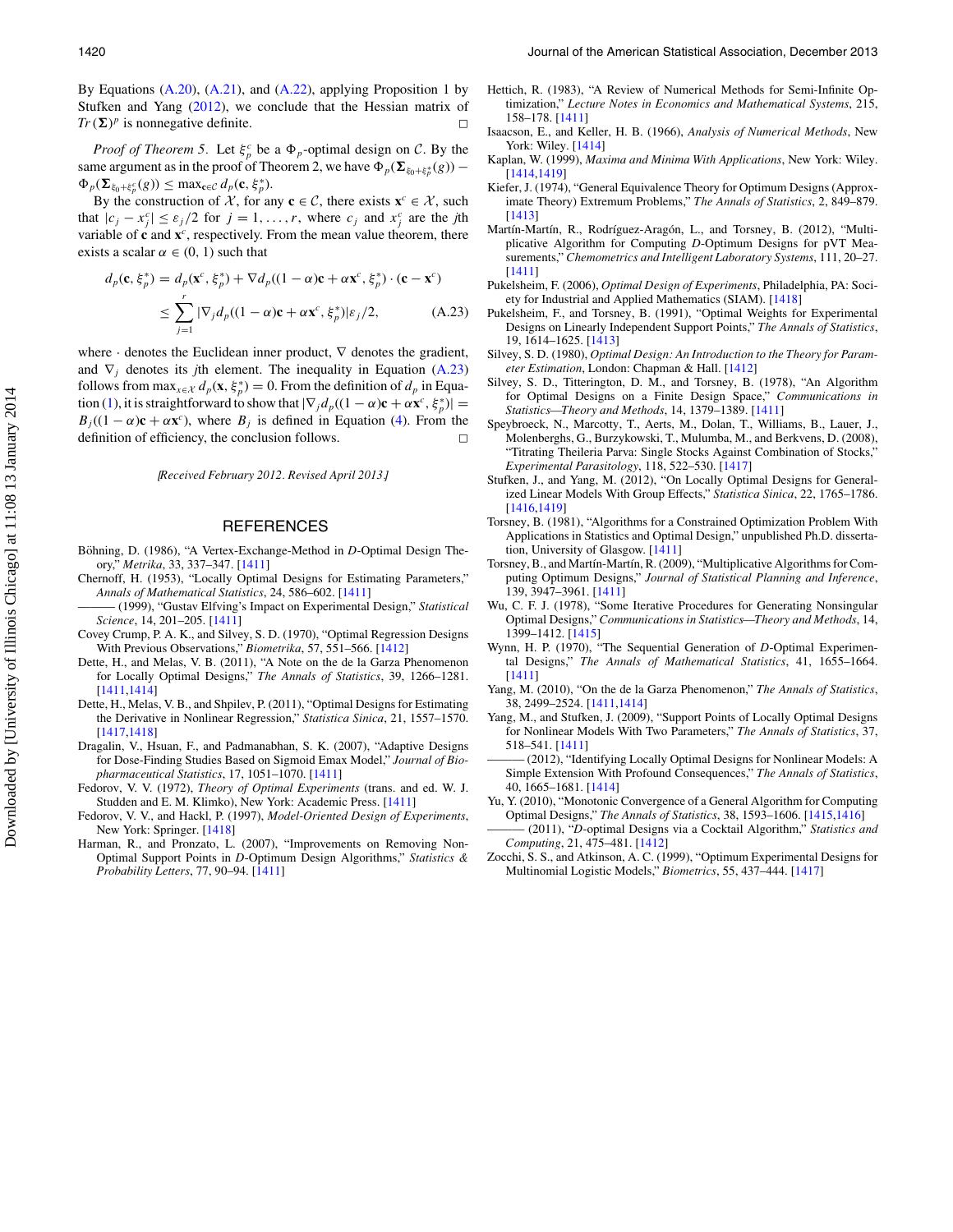By Equations (A.20), (A.21), and (A.22), applying Proposition 1 by Stufken and Yang (2012), we conclude that the Hessian matrix of $Tr(\boldsymbol{\Sigma})^p$ is nonnegative definite. $\square$

*Proof of Theorem 5.* Let $\xi_p^c$ be a $\Phi_p$-optimal design on $\mathcal{C}$. By the same argument as in the proof of Theorem 2, we have $\Phi_p(\boldsymbol{\Sigma}_{\xi_0+\xi_p^*}(g)) - \Phi_p(\boldsymbol{\Sigma}_{\xi_0+\xi_p^c}(g)) \leq \max_{\mathbf{c}\in\mathcal{C}} d_p(\mathbf{c}, \xi_p^*)$.

By the construction of $\mathcal{X}$, for any $\mathbf{c} \in \mathcal{C}$, there exists $\mathbf{x}^c \in \mathcal{X}$, such that $|c_j - x_j^c| \leq \varepsilon_j/2$ for $j = 1, \ldots, r$, where $c_j$ and $x_j^c$ are the $j$th variable of $\mathbf{c}$ and $\mathbf{x}^c$, respectively. From the mean value theorem, there exists a scalar $\alpha \in (0, 1)$ such that

$$
\begin{aligned}
d_p(\mathbf{c}, \xi_p^*) &= d_p(\mathbf{x}^c, \xi_p^*) + \nabla d_p((1-\alpha)\mathbf{c} + \alpha\mathbf{x}^c, \xi_p^*) \cdot (\mathbf{c} - \mathbf{x}^c) \\
&\leq \sum_{j=1}^{r} |\nabla_j d_p((1-\alpha)\mathbf{c} + \alpha\mathbf{x}^c, \xi_p^*)|\varepsilon_j/2, \qquad \text{(A.23)}
\end{aligned}
$$

where $\cdot$ denotes the Euclidean inner product, $\nabla$ denotes the gradient, and $\nabla_j$ denotes its $j$th element. The inequality in Equation (A.23) follows from $\max_{x\in\mathcal{X}} d_p(\mathbf{x}, \xi_p^*) = 0$. From the definition of $d_p$ in Equation (1), it is straightforward to show that $|\nabla_j d_p((1-\alpha)\mathbf{c} + \alpha\mathbf{x}^c, \xi_p^*)| = B_j((1-\alpha)\mathbf{c} + \alpha\mathbf{x}^c)$, where $B_j$ is defined in Equation (4). From the definition of efficiency, the conclusion follows. $\square$

*[Received February 2012. Revised April 2013.]*

## REFERENCES

Böhning, D. (1986), "A Vertex-Exchange-Method in *D*-Optimal Design Theory," *Metrika*, 33, 337–347. [1411]

Chernoff, H. (1953), "Locally Optimal Designs for Estimating Parameters," *Annals of Mathematical Statistics*, 24, 586–602. [1411]

——— (1999), "Gustav Elfving's Impact on Experimental Design," *Statistical Science*, 14, 201–205. [1411]

Covey Crump, P. A. K., and Silvey, S. D. (1970), "Optimal Regression Designs With Previous Observations," *Biometrika*, 57, 551–566. [1412]

Dette, H., and Melas, V. B. (2011), "A Note on the de la Garza Phenomenon for Locally Optimal Designs," *The Annals of Statistics*, 39, 1266–1281. [1411,1414]

Dette, H., Melas, V. B., and Shpilev, P. (2011), "Optimal Designs for Estimating the Derivative in Nonlinear Regression," *Statistica Sinica*, 21, 1557–1570. [1417,1418]

Dragalin, V., Hsuan, F., and Padmanabhan, S. K. (2007), "Adaptive Designs for Dose-Finding Studies Based on Sigmoid Emax Model," *Journal of Biopharmaceutical Statistics*, 17, 1051–1070. [1411]

Fedorov, V. V. (1972), *Theory of Optimal Experiments* (trans. and ed. W. J. Studden and E. M. Klimko), New York: Academic Press. [1411]

Fedorov, V. V., and Hackl, P. (1997), *Model-Oriented Design of Experiments*, New York: Springer. [1418]

Harman, R., and Pronzato, L. (2007), "Improvements on Removing Non-Optimal Support Points in *D*-Optimum Design Algorithms," *Statistics & Probability Letters*, 77, 90–94. [1411]

Hettich, R. (1983), "A Review of Numerical Methods for Semi-Infinite Optimization," *Lecture Notes in Economics and Mathematical Systems*, 215, 158–178. [1411]

Isaacson, E., and Keller, H. B. (1966), *Analysis of Numerical Methods*, New York: Wiley. [1414]

Kaplan, W. (1999), *Maxima and Minima With Applications*, New York: Wiley. [1414,1419]

Kiefer, J. (1974), "General Equivalence Theory for Optimum Designs (Approximate Theory) Extremum Problems," *The Annals of Statistics*, 2, 849–879. [1413]

Martín-Martín, R., Rodríguez-Aragón, L., and Torsney, B. (2012), "Multiplicative Algorithm for Computing *D*-Optimum Designs for pVT Measurements," *Chemometrics and Intelligent Laboratory Systems*, 111, 20–27. [1411]

Pukelsheim, F. (2006), *Optimal Design of Experiments*, Philadelphia, PA: Society for Industrial and Applied Mathematics (SIAM). [1418]

Pukelsheim, F., and Torsney, B. (1991), "Optimal Weights for Experimental Designs on Linearly Independent Support Points," *The Annals of Statistics*, 19, 1614–1625. [1413]

Silvey, S. D. (1980), *Optimal Design: An Introduction to the Theory for Parameter Estimation*, London: Chapman & Hall. [1412]

Silvey, S. D., Titterington, D. M., and Torsney, B. (1978), "An Algorithm for Optimal Designs on a Finite Design Space," *Communications in Statistics—Theory and Methods*, 14, 1379–1389. [1411]

Speybroeck, N., Marcotty, T., Aerts, M., Dolan, T., Williams, B., Lauer, J., Molenberghs, G., Burzykowski, T., Mulumba, M., and Berkvens, D. (2008), "Titrating Theileria Parva: Single Stocks Against Combination of Stocks," *Experimental Parasitology*, 118, 522–530. [1417]

Stufken, J., and Yang, M. (2012), "On Locally Optimal Designs for Generalized Linear Models With Group Effects," *Statistica Sinica*, 22, 1765–1786. [1416,1419]

Torsney, B. (1981), "Algorithms for a Constrained Optimization Problem With Applications in Statistics and Optimal Design," unpublished Ph.D. dissertation, University of Glasgow. [1411]

Torsney, B., and Martín-Martín, R. (2009), "Multiplicative Algorithms for Computing Optimum Designs," *Journal of Statistical Planning and Inference*, 139, 3947–3961. [1411]

Wu, C. F. J. (1978), "Some Iterative Procedures for Generating Nonsingular Optimal Designs," *Communications in Statistics—Theory and Methods*, 14, 1399–1412. [1415]

Wynn, H. P. (1970), "The Sequential Generation of *D*-Optimal Experimental Designs," *The Annals of Mathematical Statistics*, 41, 1655–1664. [1411]

Yang, M. (2010), "On the de la Garza Phenomenon," *The Annals of Statistics*, 38, 2499–2524. [1411,1414]

Yang, M., and Stufken, J. (2009), "Support Points of Locally Optimal Designs for Nonlinear Models With Two Parameters," *The Annals of Statistics*, 37, 518–541. [1411]

——— (2012), "Identifying Locally Optimal Designs for Nonlinear Models: A Simple Extension With Profound Consequences," *The Annals of Statistics*, 40, 1665–1681. [1414]

Yu, Y. (2010), "Monotonic Convergence of a General Algorithm for Computing Optimal Designs," *The Annals of Statistics*, 38, 1593–1606. [1415,1416]

——— (2011), "*D*-optimal Designs via a Cocktail Algorithm," *Statistics and Computing*, 21, 475–481. [1412]

Zocchi, S. S., and Atkinson, A. C. (1999), "Optimum Experimental Designs for Multinomial Logistic Models," *Biometrics*, 55, 437–444. [1417]